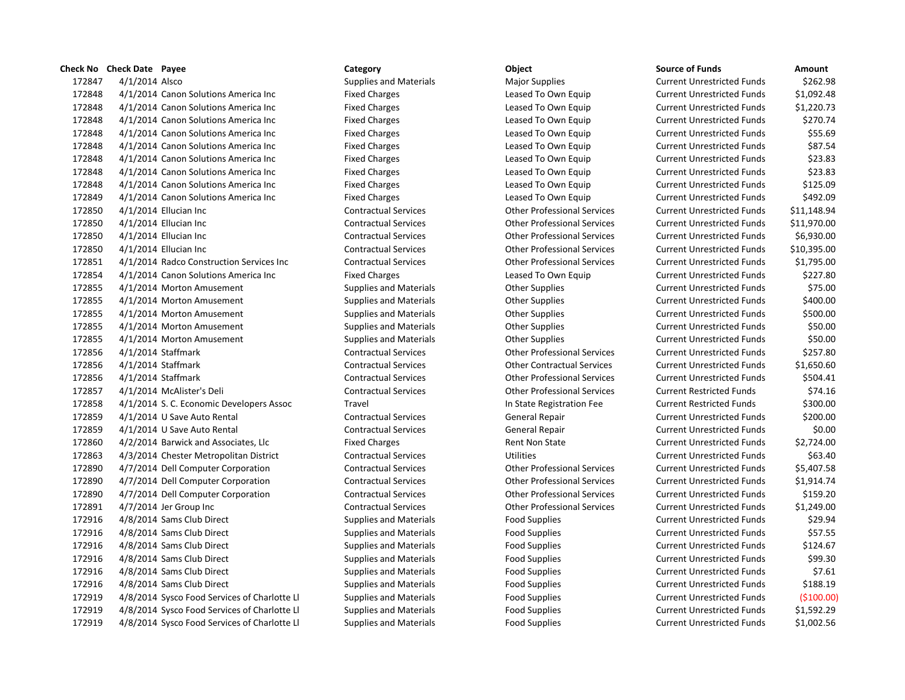| Check No | Check Date | Payee | Category | Object | Source of Funds | Amount |
|---|---|---|---|---|---|---|
| 172847 | 4/1/2014 | Alsco | Supplies and Materials | Major Supplies | Current Unrestricted Funds | $262.98 |
| 172848 | 4/1/2014 | Canon Solutions America Inc | Fixed Charges | Leased To Own Equip | Current Unrestricted Funds | $1,092.48 |
| 172848 | 4/1/2014 | Canon Solutions America Inc | Fixed Charges | Leased To Own Equip | Current Unrestricted Funds | $1,220.73 |
| 172848 | 4/1/2014 | Canon Solutions America Inc | Fixed Charges | Leased To Own Equip | Current Unrestricted Funds | $270.74 |
| 172848 | 4/1/2014 | Canon Solutions America Inc | Fixed Charges | Leased To Own Equip | Current Unrestricted Funds | $55.69 |
| 172848 | 4/1/2014 | Canon Solutions America Inc | Fixed Charges | Leased To Own Equip | Current Unrestricted Funds | $87.54 |
| 172848 | 4/1/2014 | Canon Solutions America Inc | Fixed Charges | Leased To Own Equip | Current Unrestricted Funds | $23.83 |
| 172848 | 4/1/2014 | Canon Solutions America Inc | Fixed Charges | Leased To Own Equip | Current Unrestricted Funds | $23.83 |
| 172848 | 4/1/2014 | Canon Solutions America Inc | Fixed Charges | Leased To Own Equip | Current Unrestricted Funds | $125.09 |
| 172849 | 4/1/2014 | Canon Solutions America Inc | Fixed Charges | Leased To Own Equip | Current Unrestricted Funds | $492.09 |
| 172850 | 4/1/2014 | Ellucian Inc | Contractual Services | Other Professional Services | Current Unrestricted Funds | $11,148.94 |
| 172850 | 4/1/2014 | Ellucian Inc | Contractual Services | Other Professional Services | Current Unrestricted Funds | $11,970.00 |
| 172850 | 4/1/2014 | Ellucian Inc | Contractual Services | Other Professional Services | Current Unrestricted Funds | $6,930.00 |
| 172850 | 4/1/2014 | Ellucian Inc | Contractual Services | Other Professional Services | Current Unrestricted Funds | $10,395.00 |
| 172851 | 4/1/2014 | Radco Construction Services Inc | Contractual Services | Other Professional Services | Current Unrestricted Funds | $1,795.00 |
| 172854 | 4/1/2014 | Canon Solutions America Inc | Fixed Charges | Leased To Own Equip | Current Unrestricted Funds | $227.80 |
| 172855 | 4/1/2014 | Morton Amusement | Supplies and Materials | Other Supplies | Current Unrestricted Funds | $75.00 |
| 172855 | 4/1/2014 | Morton Amusement | Supplies and Materials | Other Supplies | Current Unrestricted Funds | $400.00 |
| 172855 | 4/1/2014 | Morton Amusement | Supplies and Materials | Other Supplies | Current Unrestricted Funds | $500.00 |
| 172855 | 4/1/2014 | Morton Amusement | Supplies and Materials | Other Supplies | Current Unrestricted Funds | $50.00 |
| 172855 | 4/1/2014 | Morton Amusement | Supplies and Materials | Other Supplies | Current Unrestricted Funds | $50.00 |
| 172856 | 4/1/2014 | Staffmark | Contractual Services | Other Professional Services | Current Unrestricted Funds | $257.80 |
| 172856 | 4/1/2014 | Staffmark | Contractual Services | Other Contractual Services | Current Unrestricted Funds | $1,650.60 |
| 172856 | 4/1/2014 | Staffmark | Contractual Services | Other Professional Services | Current Unrestricted Funds | $504.41 |
| 172857 | 4/1/2014 | McAlister's Deli | Contractual Services | Other Professional Services | Current Restricted Funds | $74.16 |
| 172858 | 4/1/2014 | S. C. Economic Developers Assoc | Travel | In State Registration Fee | Current Restricted Funds | $300.00 |
| 172859 | 4/1/2014 | U Save Auto Rental | Contractual Services | General Repair | Current Unrestricted Funds | $200.00 |
| 172859 | 4/1/2014 | U Save Auto Rental | Contractual Services | General Repair | Current Unrestricted Funds | $0.00 |
| 172860 | 4/2/2014 | Barwick and Associates, Llc | Fixed Charges | Rent Non State | Current Unrestricted Funds | $2,724.00 |
| 172863 | 4/3/2014 | Chester Metropolitan District | Contractual Services | Utilities | Current Unrestricted Funds | $63.40 |
| 172890 | 4/7/2014 | Dell Computer Corporation | Contractual Services | Other Professional Services | Current Unrestricted Funds | $5,407.58 |
| 172890 | 4/7/2014 | Dell Computer Corporation | Contractual Services | Other Professional Services | Current Unrestricted Funds | $1,914.74 |
| 172890 | 4/7/2014 | Dell Computer Corporation | Contractual Services | Other Professional Services | Current Unrestricted Funds | $159.20 |
| 172891 | 4/7/2014 | Jer Group Inc | Contractual Services | Other Professional Services | Current Unrestricted Funds | $1,249.00 |
| 172916 | 4/8/2014 | Sams Club Direct | Supplies and Materials | Food Supplies | Current Unrestricted Funds | $29.94 |
| 172916 | 4/8/2014 | Sams Club Direct | Supplies and Materials | Food Supplies | Current Unrestricted Funds | $57.55 |
| 172916 | 4/8/2014 | Sams Club Direct | Supplies and Materials | Food Supplies | Current Unrestricted Funds | $124.67 |
| 172916 | 4/8/2014 | Sams Club Direct | Supplies and Materials | Food Supplies | Current Unrestricted Funds | $99.30 |
| 172916 | 4/8/2014 | Sams Club Direct | Supplies and Materials | Food Supplies | Current Unrestricted Funds | $7.61 |
| 172916 | 4/8/2014 | Sams Club Direct | Supplies and Materials | Food Supplies | Current Unrestricted Funds | $188.19 |
| 172919 | 4/8/2014 | Sysco Food Services of Charlotte Ll | Supplies and Materials | Food Supplies | Current Unrestricted Funds | ($100.00) |
| 172919 | 4/8/2014 | Sysco Food Services of Charlotte Ll | Supplies and Materials | Food Supplies | Current Unrestricted Funds | $1,592.29 |
| 172919 | 4/8/2014 | Sysco Food Services of Charlotte Ll | Supplies and Materials | Food Supplies | Current Unrestricted Funds | $1,002.56 |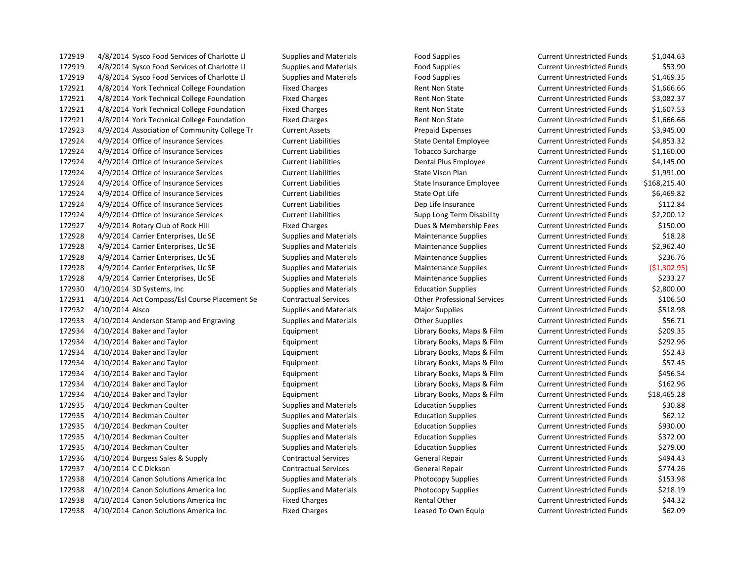| | | | | | | |
|---|---|---|---|---|---|---|
| 172919 | 4/8/2014 | Sysco Food Services of Charlotte Ll | Supplies and Materials | Food Supplies | Current Unrestricted Funds | $1,044.63 |
| 172919 | 4/8/2014 | Sysco Food Services of Charlotte Ll | Supplies and Materials | Food Supplies | Current Unrestricted Funds | $53.90 |
| 172919 | 4/8/2014 | Sysco Food Services of Charlotte Ll | Supplies and Materials | Food Supplies | Current Unrestricted Funds | $1,469.35 |
| 172921 | 4/8/2014 | York Technical College Foundation | Fixed Charges | Rent Non State | Current Unrestricted Funds | $1,666.66 |
| 172921 | 4/8/2014 | York Technical College Foundation | Fixed Charges | Rent Non State | Current Unrestricted Funds | $3,082.37 |
| 172921 | 4/8/2014 | York Technical College Foundation | Fixed Charges | Rent Non State | Current Unrestricted Funds | $1,607.53 |
| 172921 | 4/8/2014 | York Technical College Foundation | Fixed Charges | Rent Non State | Current Unrestricted Funds | $1,666.66 |
| 172923 | 4/9/2014 | Association of Community College Tr | Current Assets | Prepaid Expenses | Current Unrestricted Funds | $3,945.00 |
| 172924 | 4/9/2014 | Office of Insurance Services | Current Liabilities | State Dental Employee | Current Unrestricted Funds | $4,853.32 |
| 172924 | 4/9/2014 | Office of Insurance Services | Current Liabilities | Tobacco Surcharge | Current Unrestricted Funds | $1,160.00 |
| 172924 | 4/9/2014 | Office of Insurance Services | Current Liabilities | Dental Plus Employee | Current Unrestricted Funds | $4,145.00 |
| 172924 | 4/9/2014 | Office of Insurance Services | Current Liabilities | State Vison Plan | Current Unrestricted Funds | $1,991.00 |
| 172924 | 4/9/2014 | Office of Insurance Services | Current Liabilities | State Insurance Employee | Current Unrestricted Funds | $168,215.40 |
| 172924 | 4/9/2014 | Office of Insurance Services | Current Liabilities | State Opt Life | Current Unrestricted Funds | $6,469.82 |
| 172924 | 4/9/2014 | Office of Insurance Services | Current Liabilities | Dep Life Insurance | Current Unrestricted Funds | $112.84 |
| 172924 | 4/9/2014 | Office of Insurance Services | Current Liabilities | Supp Long Term Disability | Current Unrestricted Funds | $2,200.12 |
| 172927 | 4/9/2014 | Rotary Club of Rock Hill | Fixed Charges | Dues & Membership Fees | Current Unrestricted Funds | $150.00 |
| 172928 | 4/9/2014 | Carrier Enterprises, Llc SE | Supplies and Materials | Maintenance Supplies | Current Unrestricted Funds | $18.28 |
| 172928 | 4/9/2014 | Carrier Enterprises, Llc SE | Supplies and Materials | Maintenance Supplies | Current Unrestricted Funds | $2,962.40 |
| 172928 | 4/9/2014 | Carrier Enterprises, Llc SE | Supplies and Materials | Maintenance Supplies | Current Unrestricted Funds | $236.76 |
| 172928 | 4/9/2014 | Carrier Enterprises, Llc SE | Supplies and Materials | Maintenance Supplies | Current Unrestricted Funds | ($1,302.95) |
| 172928 | 4/9/2014 | Carrier Enterprises, Llc SE | Supplies and Materials | Maintenance Supplies | Current Unrestricted Funds | $233.27 |
| 172930 | 4/10/2014 | 3D Systems, Inc | Supplies and Materials | Education Supplies | Current Unrestricted Funds | $2,800.00 |
| 172931 | 4/10/2014 | Act Compass/Esl Course Placement Se | Contractual Services | Other Professional Services | Current Unrestricted Funds | $106.50 |
| 172932 | 4/10/2014 | Alsco | Supplies and Materials | Major Supplies | Current Unrestricted Funds | $518.98 |
| 172933 | 4/10/2014 | Anderson Stamp and Engraving | Supplies and Materials | Other Supplies | Current Unrestricted Funds | $56.71 |
| 172934 | 4/10/2014 | Baker and Taylor | Equipment | Library Books, Maps & Film | Current Unrestricted Funds | $209.35 |
| 172934 | 4/10/2014 | Baker and Taylor | Equipment | Library Books, Maps & Film | Current Unrestricted Funds | $292.96 |
| 172934 | 4/10/2014 | Baker and Taylor | Equipment | Library Books, Maps & Film | Current Unrestricted Funds | $52.43 |
| 172934 | 4/10/2014 | Baker and Taylor | Equipment | Library Books, Maps & Film | Current Unrestricted Funds | $57.45 |
| 172934 | 4/10/2014 | Baker and Taylor | Equipment | Library Books, Maps & Film | Current Unrestricted Funds | $456.54 |
| 172934 | 4/10/2014 | Baker and Taylor | Equipment | Library Books, Maps & Film | Current Unrestricted Funds | $162.96 |
| 172934 | 4/10/2014 | Baker and Taylor | Equipment | Library Books, Maps & Film | Current Unrestricted Funds | $18,465.28 |
| 172935 | 4/10/2014 | Beckman Coulter | Supplies and Materials | Education Supplies | Current Unrestricted Funds | $30.88 |
| 172935 | 4/10/2014 | Beckman Coulter | Supplies and Materials | Education Supplies | Current Unrestricted Funds | $62.12 |
| 172935 | 4/10/2014 | Beckman Coulter | Supplies and Materials | Education Supplies | Current Unrestricted Funds | $930.00 |
| 172935 | 4/10/2014 | Beckman Coulter | Supplies and Materials | Education Supplies | Current Unrestricted Funds | $372.00 |
| 172935 | 4/10/2014 | Beckman Coulter | Supplies and Materials | Education Supplies | Current Unrestricted Funds | $279.00 |
| 172936 | 4/10/2014 | Burgess Sales & Supply | Contractual Services | General Repair | Current Unrestricted Funds | $494.43 |
| 172937 | 4/10/2014 | C C Dickson | Contractual Services | General Repair | Current Unrestricted Funds | $774.26 |
| 172938 | 4/10/2014 | Canon Solutions America Inc | Supplies and Materials | Photocopy Supplies | Current Unrestricted Funds | $153.98 |
| 172938 | 4/10/2014 | Canon Solutions America Inc | Supplies and Materials | Photocopy Supplies | Current Unrestricted Funds | $218.19 |
| 172938 | 4/10/2014 | Canon Solutions America Inc | Fixed Charges | Rental Other | Current Unrestricted Funds | $44.32 |
| 172938 | 4/10/2014 | Canon Solutions America Inc | Fixed Charges | Leased To Own Equip | Current Unrestricted Funds | $62.09 |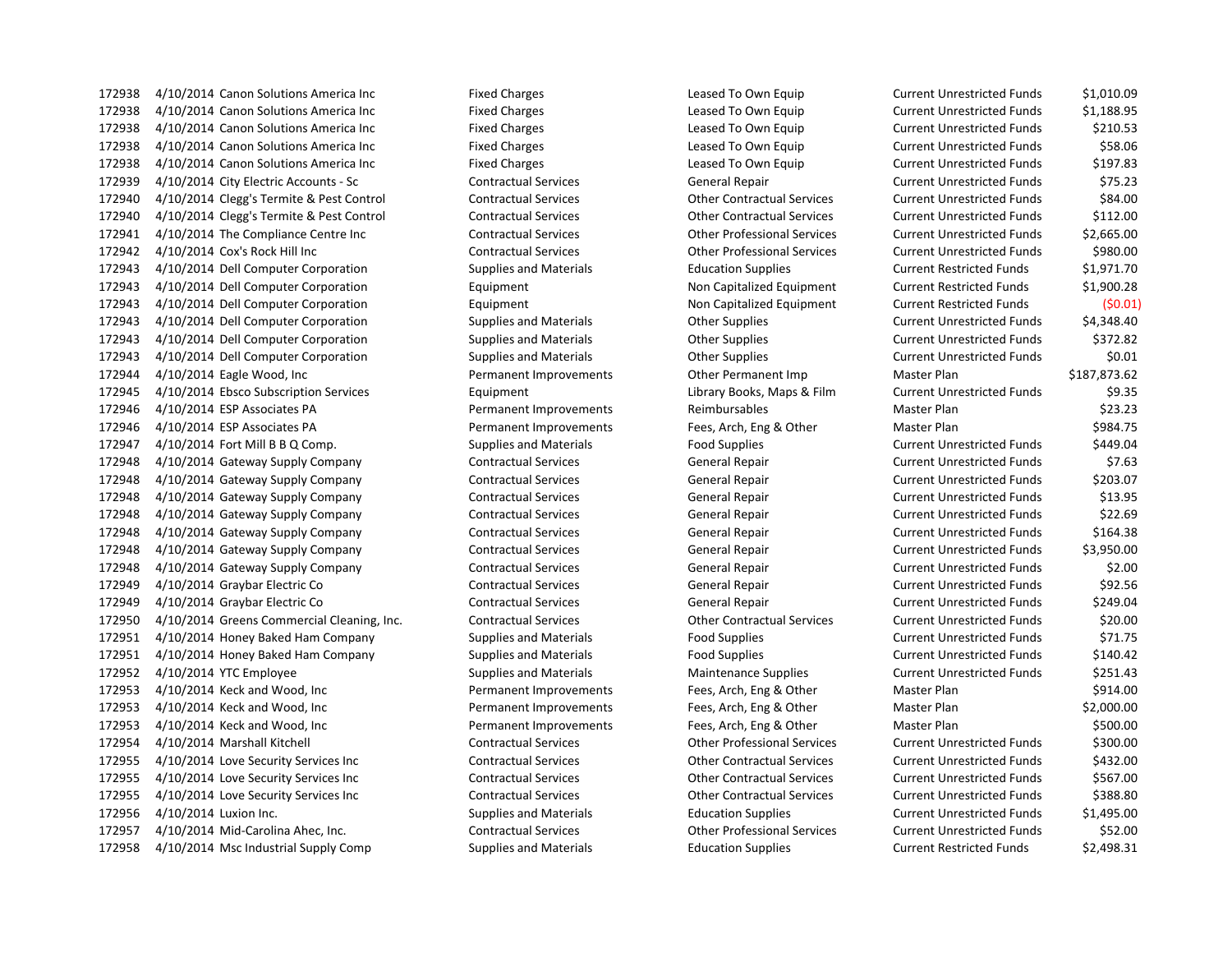| | | | | | | |
|---|---|---|---|---|---|---|
| 172938 | 4/10/2014 | Canon Solutions America Inc | Fixed Charges | Leased To Own Equip | Current Unrestricted Funds | $1,010.09 |
| 172938 | 4/10/2014 | Canon Solutions America Inc | Fixed Charges | Leased To Own Equip | Current Unrestricted Funds | $1,188.95 |
| 172938 | 4/10/2014 | Canon Solutions America Inc | Fixed Charges | Leased To Own Equip | Current Unrestricted Funds | $210.53 |
| 172938 | 4/10/2014 | Canon Solutions America Inc | Fixed Charges | Leased To Own Equip | Current Unrestricted Funds | $58.06 |
| 172938 | 4/10/2014 | Canon Solutions America Inc | Fixed Charges | Leased To Own Equip | Current Unrestricted Funds | $197.83 |
| 172939 | 4/10/2014 | City Electric Accounts - Sc | Contractual Services | General Repair | Current Unrestricted Funds | $75.23 |
| 172940 | 4/10/2014 | Clegg's Termite & Pest Control | Contractual Services | Other Contractual Services | Current Unrestricted Funds | $84.00 |
| 172940 | 4/10/2014 | Clegg's Termite & Pest Control | Contractual Services | Other Contractual Services | Current Unrestricted Funds | $112.00 |
| 172941 | 4/10/2014 | The Compliance Centre Inc | Contractual Services | Other Professional Services | Current Unrestricted Funds | $2,665.00 |
| 172942 | 4/10/2014 | Cox's Rock Hill Inc | Contractual Services | Other Professional Services | Current Unrestricted Funds | $980.00 |
| 172943 | 4/10/2014 | Dell Computer Corporation | Supplies and Materials | Education Supplies | Current Restricted Funds | $1,971.70 |
| 172943 | 4/10/2014 | Dell Computer Corporation | Equipment | Non Capitalized Equipment | Current Restricted Funds | $1,900.28 |
| 172943 | 4/10/2014 | Dell Computer Corporation | Equipment | Non Capitalized Equipment | Current Restricted Funds | ($0.01) |
| 172943 | 4/10/2014 | Dell Computer Corporation | Supplies and Materials | Other Supplies | Current Unrestricted Funds | $4,348.40 |
| 172943 | 4/10/2014 | Dell Computer Corporation | Supplies and Materials | Other Supplies | Current Unrestricted Funds | $372.82 |
| 172943 | 4/10/2014 | Dell Computer Corporation | Supplies and Materials | Other Supplies | Current Unrestricted Funds | $0.01 |
| 172944 | 4/10/2014 | Eagle Wood, Inc | Permanent Improvements | Other Permanent Imp | Master Plan | $187,873.62 |
| 172945 | 4/10/2014 | Ebsco Subscription Services | Equipment | Library Books, Maps & Film | Current Unrestricted Funds | $9.35 |
| 172946 | 4/10/2014 | ESP Associates PA | Permanent Improvements | Reimbursables | Master Plan | $23.23 |
| 172946 | 4/10/2014 | ESP Associates PA | Permanent Improvements | Fees, Arch, Eng & Other | Master Plan | $984.75 |
| 172947 | 4/10/2014 | Fort Mill B B Q Comp. | Supplies and Materials | Food Supplies | Current Unrestricted Funds | $449.04 |
| 172948 | 4/10/2014 | Gateway Supply Company | Contractual Services | General Repair | Current Unrestricted Funds | $7.63 |
| 172948 | 4/10/2014 | Gateway Supply Company | Contractual Services | General Repair | Current Unrestricted Funds | $203.07 |
| 172948 | 4/10/2014 | Gateway Supply Company | Contractual Services | General Repair | Current Unrestricted Funds | $13.95 |
| 172948 | 4/10/2014 | Gateway Supply Company | Contractual Services | General Repair | Current Unrestricted Funds | $22.69 |
| 172948 | 4/10/2014 | Gateway Supply Company | Contractual Services | General Repair | Current Unrestricted Funds | $164.38 |
| 172948 | 4/10/2014 | Gateway Supply Company | Contractual Services | General Repair | Current Unrestricted Funds | $3,950.00 |
| 172948 | 4/10/2014 | Gateway Supply Company | Contractual Services | General Repair | Current Unrestricted Funds | $2.00 |
| 172949 | 4/10/2014 | Graybar Electric Co | Contractual Services | General Repair | Current Unrestricted Funds | $92.56 |
| 172949 | 4/10/2014 | Graybar Electric Co | Contractual Services | General Repair | Current Unrestricted Funds | $249.04 |
| 172950 | 4/10/2014 | Greens Commercial Cleaning, Inc. | Contractual Services | Other Contractual Services | Current Unrestricted Funds | $20.00 |
| 172951 | 4/10/2014 | Honey Baked Ham Company | Supplies and Materials | Food Supplies | Current Unrestricted Funds | $71.75 |
| 172951 | 4/10/2014 | Honey Baked Ham Company | Supplies and Materials | Food Supplies | Current Unrestricted Funds | $140.42 |
| 172952 | 4/10/2014 | YTC Employee | Supplies and Materials | Maintenance Supplies | Current Unrestricted Funds | $251.43 |
| 172953 | 4/10/2014 | Keck and Wood, Inc | Permanent Improvements | Fees, Arch, Eng & Other | Master Plan | $914.00 |
| 172953 | 4/10/2014 | Keck and Wood, Inc | Permanent Improvements | Fees, Arch, Eng & Other | Master Plan | $2,000.00 |
| 172953 | 4/10/2014 | Keck and Wood, Inc | Permanent Improvements | Fees, Arch, Eng & Other | Master Plan | $500.00 |
| 172954 | 4/10/2014 | Marshall Kitchell | Contractual Services | Other Professional Services | Current Unrestricted Funds | $300.00 |
| 172955 | 4/10/2014 | Love Security Services Inc | Contractual Services | Other Contractual Services | Current Unrestricted Funds | $432.00 |
| 172955 | 4/10/2014 | Love Security Services Inc | Contractual Services | Other Contractual Services | Current Unrestricted Funds | $567.00 |
| 172955 | 4/10/2014 | Love Security Services Inc | Contractual Services | Other Contractual Services | Current Unrestricted Funds | $388.80 |
| 172956 | 4/10/2014 | Luxion Inc. | Supplies and Materials | Education Supplies | Current Unrestricted Funds | $1,495.00 |
| 172957 | 4/10/2014 | Mid-Carolina Ahec, Inc. | Contractual Services | Other Professional Services | Current Unrestricted Funds | $52.00 |
| 172958 | 4/10/2014 | Msc Industrial Supply Comp | Supplies and Materials | Education Supplies | Current Restricted Funds | $2,498.31 |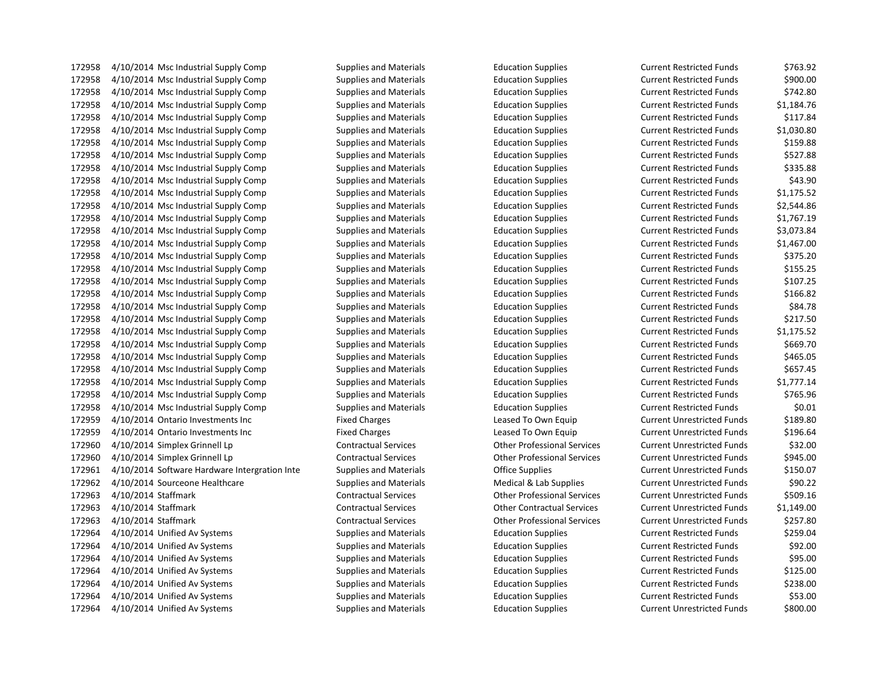| | | | | | | |
|---|---|---|---|---|---|---|
| 172958 | 4/10/2014 | Msc Industrial Supply Comp | Supplies and Materials | Education Supplies | Current Restricted Funds | $763.92 |
| 172958 | 4/10/2014 | Msc Industrial Supply Comp | Supplies and Materials | Education Supplies | Current Restricted Funds | $900.00 |
| 172958 | 4/10/2014 | Msc Industrial Supply Comp | Supplies and Materials | Education Supplies | Current Restricted Funds | $742.80 |
| 172958 | 4/10/2014 | Msc Industrial Supply Comp | Supplies and Materials | Education Supplies | Current Restricted Funds | $1,184.76 |
| 172958 | 4/10/2014 | Msc Industrial Supply Comp | Supplies and Materials | Education Supplies | Current Restricted Funds | $117.84 |
| 172958 | 4/10/2014 | Msc Industrial Supply Comp | Supplies and Materials | Education Supplies | Current Restricted Funds | $1,030.80 |
| 172958 | 4/10/2014 | Msc Industrial Supply Comp | Supplies and Materials | Education Supplies | Current Restricted Funds | $159.88 |
| 172958 | 4/10/2014 | Msc Industrial Supply Comp | Supplies and Materials | Education Supplies | Current Restricted Funds | $527.88 |
| 172958 | 4/10/2014 | Msc Industrial Supply Comp | Supplies and Materials | Education Supplies | Current Restricted Funds | $335.88 |
| 172958 | 4/10/2014 | Msc Industrial Supply Comp | Supplies and Materials | Education Supplies | Current Restricted Funds | $43.90 |
| 172958 | 4/10/2014 | Msc Industrial Supply Comp | Supplies and Materials | Education Supplies | Current Restricted Funds | $1,175.52 |
| 172958 | 4/10/2014 | Msc Industrial Supply Comp | Supplies and Materials | Education Supplies | Current Restricted Funds | $2,544.86 |
| 172958 | 4/10/2014 | Msc Industrial Supply Comp | Supplies and Materials | Education Supplies | Current Restricted Funds | $1,767.19 |
| 172958 | 4/10/2014 | Msc Industrial Supply Comp | Supplies and Materials | Education Supplies | Current Restricted Funds | $3,073.84 |
| 172958 | 4/10/2014 | Msc Industrial Supply Comp | Supplies and Materials | Education Supplies | Current Restricted Funds | $1,467.00 |
| 172958 | 4/10/2014 | Msc Industrial Supply Comp | Supplies and Materials | Education Supplies | Current Restricted Funds | $375.20 |
| 172958 | 4/10/2014 | Msc Industrial Supply Comp | Supplies and Materials | Education Supplies | Current Restricted Funds | $155.25 |
| 172958 | 4/10/2014 | Msc Industrial Supply Comp | Supplies and Materials | Education Supplies | Current Restricted Funds | $107.25 |
| 172958 | 4/10/2014 | Msc Industrial Supply Comp | Supplies and Materials | Education Supplies | Current Restricted Funds | $166.82 |
| 172958 | 4/10/2014 | Msc Industrial Supply Comp | Supplies and Materials | Education Supplies | Current Restricted Funds | $84.78 |
| 172958 | 4/10/2014 | Msc Industrial Supply Comp | Supplies and Materials | Education Supplies | Current Restricted Funds | $217.50 |
| 172958 | 4/10/2014 | Msc Industrial Supply Comp | Supplies and Materials | Education Supplies | Current Restricted Funds | $1,175.52 |
| 172958 | 4/10/2014 | Msc Industrial Supply Comp | Supplies and Materials | Education Supplies | Current Restricted Funds | $669.70 |
| 172958 | 4/10/2014 | Msc Industrial Supply Comp | Supplies and Materials | Education Supplies | Current Restricted Funds | $465.05 |
| 172958 | 4/10/2014 | Msc Industrial Supply Comp | Supplies and Materials | Education Supplies | Current Restricted Funds | $657.45 |
| 172958 | 4/10/2014 | Msc Industrial Supply Comp | Supplies and Materials | Education Supplies | Current Restricted Funds | $1,777.14 |
| 172958 | 4/10/2014 | Msc Industrial Supply Comp | Supplies and Materials | Education Supplies | Current Restricted Funds | $765.96 |
| 172958 | 4/10/2014 | Msc Industrial Supply Comp | Supplies and Materials | Education Supplies | Current Restricted Funds | $0.01 |
| 172959 | 4/10/2014 | Ontario Investments Inc | Fixed Charges | Leased To Own Equip | Current Unrestricted Funds | $189.80 |
| 172959 | 4/10/2014 | Ontario Investments Inc | Fixed Charges | Leased To Own Equip | Current Unrestricted Funds | $196.64 |
| 172960 | 4/10/2014 | Simplex Grinnell Lp | Contractual Services | Other Professional Services | Current Unrestricted Funds | $32.00 |
| 172960 | 4/10/2014 | Simplex Grinnell Lp | Contractual Services | Other Professional Services | Current Unrestricted Funds | $945.00 |
| 172961 | 4/10/2014 | Software Hardware Intergration Inte | Supplies and Materials | Office Supplies | Current Unrestricted Funds | $150.07 |
| 172962 | 4/10/2014 | Sourceone Healthcare | Supplies and Materials | Medical & Lab Supplies | Current Unrestricted Funds | $90.22 |
| 172963 | 4/10/2014 | Staffmark | Contractual Services | Other Professional Services | Current Unrestricted Funds | $509.16 |
| 172963 | 4/10/2014 | Staffmark | Contractual Services | Other Contractual Services | Current Unrestricted Funds | $1,149.00 |
| 172963 | 4/10/2014 | Staffmark | Contractual Services | Other Professional Services | Current Unrestricted Funds | $257.80 |
| 172964 | 4/10/2014 | Unified Av Systems | Supplies and Materials | Education Supplies | Current Restricted Funds | $259.04 |
| 172964 | 4/10/2014 | Unified Av Systems | Supplies and Materials | Education Supplies | Current Restricted Funds | $92.00 |
| 172964 | 4/10/2014 | Unified Av Systems | Supplies and Materials | Education Supplies | Current Restricted Funds | $95.00 |
| 172964 | 4/10/2014 | Unified Av Systems | Supplies and Materials | Education Supplies | Current Restricted Funds | $125.00 |
| 172964 | 4/10/2014 | Unified Av Systems | Supplies and Materials | Education Supplies | Current Restricted Funds | $238.00 |
| 172964 | 4/10/2014 | Unified Av Systems | Supplies and Materials | Education Supplies | Current Restricted Funds | $53.00 |
| 172964 | 4/10/2014 | Unified Av Systems | Supplies and Materials | Education Supplies | Current Unrestricted Funds | $800.00 |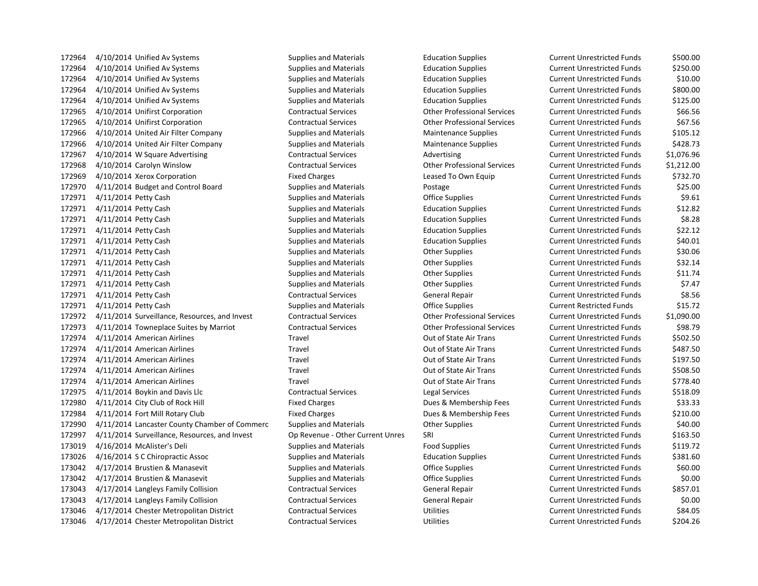| | | | | | | |
|---|---|---|---|---|---|---|
| 172964 | 4/10/2014 | Unified Av Systems | Supplies and Materials | Education Supplies | Current Unrestricted Funds | $500.00 |
| 172964 | 4/10/2014 | Unified Av Systems | Supplies and Materials | Education Supplies | Current Unrestricted Funds | $250.00 |
| 172964 | 4/10/2014 | Unified Av Systems | Supplies and Materials | Education Supplies | Current Unrestricted Funds | $10.00 |
| 172964 | 4/10/2014 | Unified Av Systems | Supplies and Materials | Education Supplies | Current Unrestricted Funds | $800.00 |
| 172964 | 4/10/2014 | Unified Av Systems | Supplies and Materials | Education Supplies | Current Unrestricted Funds | $125.00 |
| 172965 | 4/10/2014 | Unifirst Corporation | Contractual Services | Other Professional Services | Current Unrestricted Funds | $66.56 |
| 172965 | 4/10/2014 | Unifirst Corporation | Contractual Services | Other Professional Services | Current Unrestricted Funds | $67.56 |
| 172966 | 4/10/2014 | United Air Filter Company | Supplies and Materials | Maintenance Supplies | Current Unrestricted Funds | $105.12 |
| 172966 | 4/10/2014 | United Air Filter Company | Supplies and Materials | Maintenance Supplies | Current Unrestricted Funds | $428.73 |
| 172967 | 4/10/2014 | W Square Advertising | Contractual Services | Advertising | Current Unrestricted Funds | $1,076.96 |
| 172968 | 4/10/2014 | Carolyn Winslow | Contractual Services | Other Professional Services | Current Unrestricted Funds | $1,212.00 |
| 172969 | 4/10/2014 | Xerox Corporation | Fixed Charges | Leased To Own Equip | Current Unrestricted Funds | $732.70 |
| 172970 | 4/11/2014 | Budget and Control Board | Supplies and Materials | Postage | Current Unrestricted Funds | $25.00 |
| 172971 | 4/11/2014 | Petty Cash | Supplies and Materials | Office Supplies | Current Unrestricted Funds | $9.61 |
| 172971 | 4/11/2014 | Petty Cash | Supplies and Materials | Education Supplies | Current Unrestricted Funds | $12.82 |
| 172971 | 4/11/2014 | Petty Cash | Supplies and Materials | Education Supplies | Current Unrestricted Funds | $8.28 |
| 172971 | 4/11/2014 | Petty Cash | Supplies and Materials | Education Supplies | Current Unrestricted Funds | $22.12 |
| 172971 | 4/11/2014 | Petty Cash | Supplies and Materials | Education Supplies | Current Unrestricted Funds | $40.01 |
| 172971 | 4/11/2014 | Petty Cash | Supplies and Materials | Other Supplies | Current Unrestricted Funds | $30.06 |
| 172971 | 4/11/2014 | Petty Cash | Supplies and Materials | Other Supplies | Current Unrestricted Funds | $32.14 |
| 172971 | 4/11/2014 | Petty Cash | Supplies and Materials | Other Supplies | Current Unrestricted Funds | $11.74 |
| 172971 | 4/11/2014 | Petty Cash | Supplies and Materials | Other Supplies | Current Unrestricted Funds | $7.47 |
| 172971 | 4/11/2014 | Petty Cash | Contractual Services | General Repair | Current Unrestricted Funds | $8.56 |
| 172971 | 4/11/2014 | Petty Cash | Supplies and Materials | Office Supplies | Current Restricted Funds | $15.72 |
| 172972 | 4/11/2014 | Surveillance, Resources, and Invest | Contractual Services | Other Professional Services | Current Unrestricted Funds | $1,090.00 |
| 172973 | 4/11/2014 | Towneplace Suites by Marriot | Contractual Services | Other Professional Services | Current Unrestricted Funds | $98.79 |
| 172974 | 4/11/2014 | American Airlines | Travel | Out of State Air Trans | Current Unrestricted Funds | $502.50 |
| 172974 | 4/11/2014 | American Airlines | Travel | Out of State Air Trans | Current Unrestricted Funds | $487.50 |
| 172974 | 4/11/2014 | American Airlines | Travel | Out of State Air Trans | Current Unrestricted Funds | $197.50 |
| 172974 | 4/11/2014 | American Airlines | Travel | Out of State Air Trans | Current Unrestricted Funds | $508.50 |
| 172974 | 4/11/2014 | American Airlines | Travel | Out of State Air Trans | Current Unrestricted Funds | $778.40 |
| 172975 | 4/11/2014 | Boykin and Davis Llc | Contractual Services | Legal Services | Current Unrestricted Funds | $518.09 |
| 172980 | 4/11/2014 | City Club of Rock Hill | Fixed Charges | Dues & Membership Fees | Current Unrestricted Funds | $33.33 |
| 172984 | 4/11/2014 | Fort Mill Rotary Club | Fixed Charges | Dues & Membership Fees | Current Unrestricted Funds | $210.00 |
| 172990 | 4/11/2014 | Lancaster County Chamber of Commerc | Supplies and Materials | Other Supplies | Current Unrestricted Funds | $40.00 |
| 172997 | 4/11/2014 | Surveillance, Resources, and Invest | Op Revenue - Other Current Unres | SRI | Current Unrestricted Funds | $163.50 |
| 173019 | 4/16/2014 | McAlister's Deli | Supplies and Materials | Food Supplies | Current Unrestricted Funds | $119.72 |
| 173026 | 4/16/2014 | S C Chiropractic Assoc | Supplies and Materials | Education Supplies | Current Unrestricted Funds | $381.60 |
| 173042 | 4/17/2014 | Brustien & Manasevit | Supplies and Materials | Office Supplies | Current Unrestricted Funds | $60.00 |
| 173042 | 4/17/2014 | Brustien & Manasevit | Supplies and Materials | Office Supplies | Current Unrestricted Funds | $0.00 |
| 173043 | 4/17/2014 | Langleys Family Collision | Contractual Services | General Repair | Current Unrestricted Funds | $857.01 |
| 173043 | 4/17/2014 | Langleys Family Collision | Contractual Services | General Repair | Current Unrestricted Funds | $0.00 |
| 173046 | 4/17/2014 | Chester Metropolitan District | Contractual Services | Utilities | Current Unrestricted Funds | $84.05 |
| 173046 | 4/17/2014 | Chester Metropolitan District | Contractual Services | Utilities | Current Unrestricted Funds | $204.26 |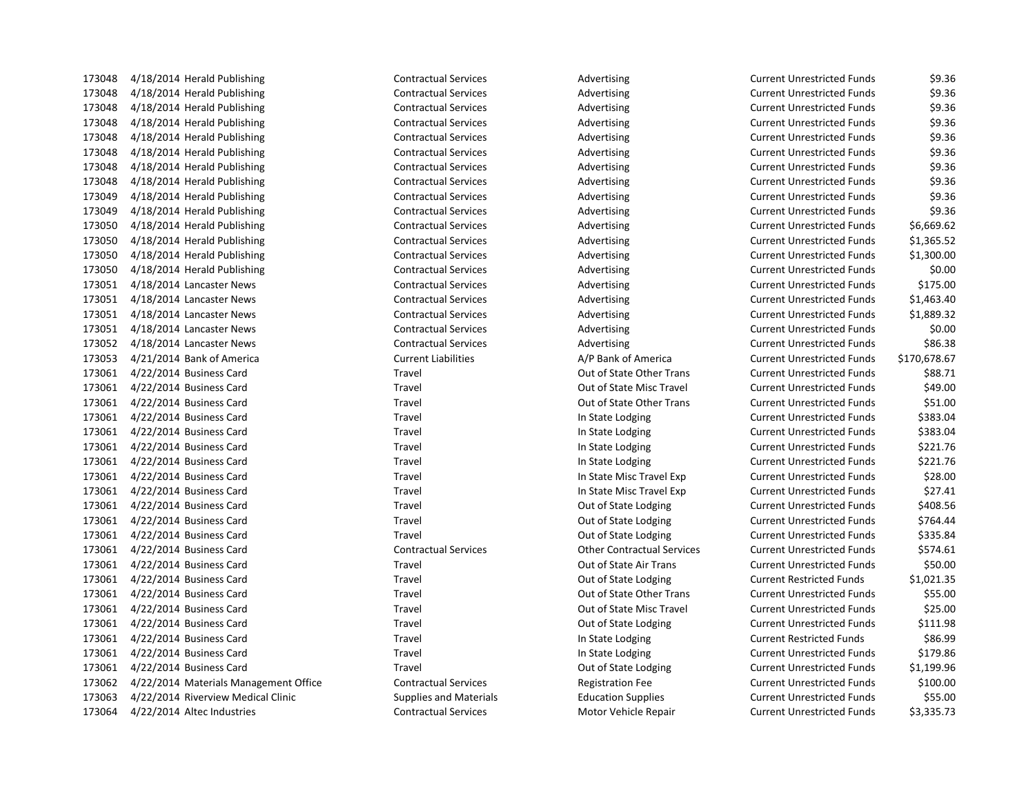| | | | | | | |
|---|---|---|---|---|---|---|
| 173048 | 4/18/2014 | Herald Publishing | Contractual Services | Advertising | Current Unrestricted Funds | $9.36 |
| 173048 | 4/18/2014 | Herald Publishing | Contractual Services | Advertising | Current Unrestricted Funds | $9.36 |
| 173048 | 4/18/2014 | Herald Publishing | Contractual Services | Advertising | Current Unrestricted Funds | $9.36 |
| 173048 | 4/18/2014 | Herald Publishing | Contractual Services | Advertising | Current Unrestricted Funds | $9.36 |
| 173048 | 4/18/2014 | Herald Publishing | Contractual Services | Advertising | Current Unrestricted Funds | $9.36 |
| 173048 | 4/18/2014 | Herald Publishing | Contractual Services | Advertising | Current Unrestricted Funds | $9.36 |
| 173048 | 4/18/2014 | Herald Publishing | Contractual Services | Advertising | Current Unrestricted Funds | $9.36 |
| 173048 | 4/18/2014 | Herald Publishing | Contractual Services | Advertising | Current Unrestricted Funds | $9.36 |
| 173049 | 4/18/2014 | Herald Publishing | Contractual Services | Advertising | Current Unrestricted Funds | $9.36 |
| 173049 | 4/18/2014 | Herald Publishing | Contractual Services | Advertising | Current Unrestricted Funds | $9.36 |
| 173050 | 4/18/2014 | Herald Publishing | Contractual Services | Advertising | Current Unrestricted Funds | $6,669.62 |
| 173050 | 4/18/2014 | Herald Publishing | Contractual Services | Advertising | Current Unrestricted Funds | $1,365.52 |
| 173050 | 4/18/2014 | Herald Publishing | Contractual Services | Advertising | Current Unrestricted Funds | $1,300.00 |
| 173050 | 4/18/2014 | Herald Publishing | Contractual Services | Advertising | Current Unrestricted Funds | $0.00 |
| 173051 | 4/18/2014 | Lancaster News | Contractual Services | Advertising | Current Unrestricted Funds | $175.00 |
| 173051 | 4/18/2014 | Lancaster News | Contractual Services | Advertising | Current Unrestricted Funds | $1,463.40 |
| 173051 | 4/18/2014 | Lancaster News | Contractual Services | Advertising | Current Unrestricted Funds | $1,889.32 |
| 173051 | 4/18/2014 | Lancaster News | Contractual Services | Advertising | Current Unrestricted Funds | $0.00 |
| 173052 | 4/18/2014 | Lancaster News | Contractual Services | Advertising | Current Unrestricted Funds | $86.38 |
| 173053 | 4/21/2014 | Bank of America | Current Liabilities | A/P Bank of America | Current Unrestricted Funds | $170,678.67 |
| 173061 | 4/22/2014 | Business Card | Travel | Out of State Other Trans | Current Unrestricted Funds | $88.71 |
| 173061 | 4/22/2014 | Business Card | Travel | Out of State Misc Travel | Current Unrestricted Funds | $49.00 |
| 173061 | 4/22/2014 | Business Card | Travel | Out of State Other Trans | Current Unrestricted Funds | $51.00 |
| 173061 | 4/22/2014 | Business Card | Travel | In State Lodging | Current Unrestricted Funds | $383.04 |
| 173061 | 4/22/2014 | Business Card | Travel | In State Lodging | Current Unrestricted Funds | $383.04 |
| 173061 | 4/22/2014 | Business Card | Travel | In State Lodging | Current Unrestricted Funds | $221.76 |
| 173061 | 4/22/2014 | Business Card | Travel | In State Lodging | Current Unrestricted Funds | $221.76 |
| 173061 | 4/22/2014 | Business Card | Travel | In State Misc Travel Exp | Current Unrestricted Funds | $28.00 |
| 173061 | 4/22/2014 | Business Card | Travel | In State Misc Travel Exp | Current Unrestricted Funds | $27.41 |
| 173061 | 4/22/2014 | Business Card | Travel | Out of State Lodging | Current Unrestricted Funds | $408.56 |
| 173061 | 4/22/2014 | Business Card | Travel | Out of State Lodging | Current Unrestricted Funds | $764.44 |
| 173061 | 4/22/2014 | Business Card | Travel | Out of State Lodging | Current Unrestricted Funds | $335.84 |
| 173061 | 4/22/2014 | Business Card | Contractual Services | Other Contractual Services | Current Unrestricted Funds | $574.61 |
| 173061 | 4/22/2014 | Business Card | Travel | Out of State Air Trans | Current Unrestricted Funds | $50.00 |
| 173061 | 4/22/2014 | Business Card | Travel | Out of State Lodging | Current Restricted Funds | $1,021.35 |
| 173061 | 4/22/2014 | Business Card | Travel | Out of State Other Trans | Current Unrestricted Funds | $55.00 |
| 173061 | 4/22/2014 | Business Card | Travel | Out of State Misc Travel | Current Unrestricted Funds | $25.00 |
| 173061 | 4/22/2014 | Business Card | Travel | Out of State Lodging | Current Unrestricted Funds | $111.98 |
| 173061 | 4/22/2014 | Business Card | Travel | In State Lodging | Current Restricted Funds | $86.99 |
| 173061 | 4/22/2014 | Business Card | Travel | In State Lodging | Current Unrestricted Funds | $179.86 |
| 173061 | 4/22/2014 | Business Card | Travel | Out of State Lodging | Current Unrestricted Funds | $1,199.96 |
| 173062 | 4/22/2014 | Materials Management Office | Contractual Services | Registration Fee | Current Unrestricted Funds | $100.00 |
| 173063 | 4/22/2014 | Riverview Medical Clinic | Supplies and Materials | Education Supplies | Current Unrestricted Funds | $55.00 |
| 173064 | 4/22/2014 | Altec Industries | Contractual Services | Motor Vehicle Repair | Current Unrestricted Funds | $3,335.73 |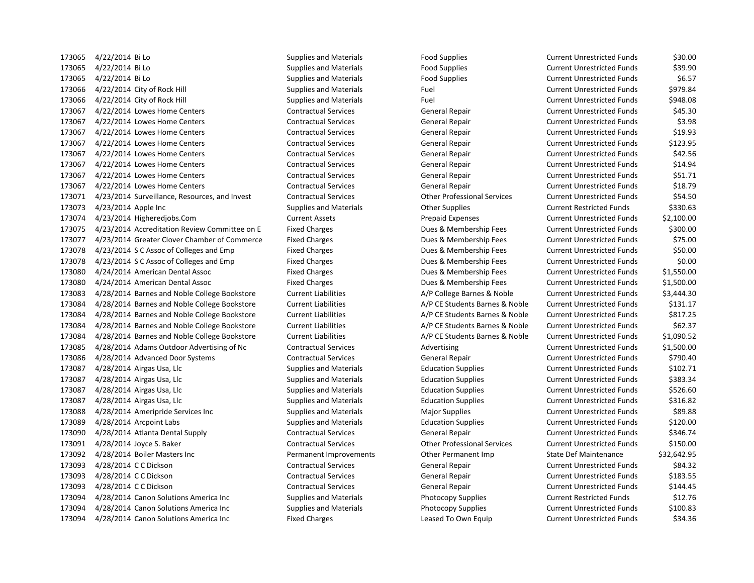| | | | | | | |
|---|---|---|---|---|---|---|
| 173065 | 4/22/2014 | Bi Lo | Supplies and Materials | Food Supplies | Current Unrestricted Funds | $30.00 |
| 173065 | 4/22/2014 | Bi Lo | Supplies and Materials | Food Supplies | Current Unrestricted Funds | $39.90 |
| 173065 | 4/22/2014 | Bi Lo | Supplies and Materials | Food Supplies | Current Unrestricted Funds | $6.57 |
| 173066 | 4/22/2014 | City of Rock Hill | Supplies and Materials | Fuel | Current Unrestricted Funds | $979.84 |
| 173066 | 4/22/2014 | City of Rock Hill | Supplies and Materials | Fuel | Current Unrestricted Funds | $948.08 |
| 173067 | 4/22/2014 | Lowes Home Centers | Contractual Services | General Repair | Current Unrestricted Funds | $45.30 |
| 173067 | 4/22/2014 | Lowes Home Centers | Contractual Services | General Repair | Current Unrestricted Funds | $3.98 |
| 173067 | 4/22/2014 | Lowes Home Centers | Contractual Services | General Repair | Current Unrestricted Funds | $19.93 |
| 173067 | 4/22/2014 | Lowes Home Centers | Contractual Services | General Repair | Current Unrestricted Funds | $123.95 |
| 173067 | 4/22/2014 | Lowes Home Centers | Contractual Services | General Repair | Current Unrestricted Funds | $42.56 |
| 173067 | 4/22/2014 | Lowes Home Centers | Contractual Services | General Repair | Current Unrestricted Funds | $14.94 |
| 173067 | 4/22/2014 | Lowes Home Centers | Contractual Services | General Repair | Current Unrestricted Funds | $51.71 |
| 173067 | 4/22/2014 | Lowes Home Centers | Contractual Services | General Repair | Current Unrestricted Funds | $18.79 |
| 173071 | 4/23/2014 | Surveillance, Resources, and Invest | Contractual Services | Other Professional Services | Current Unrestricted Funds | $54.50 |
| 173073 | 4/23/2014 | Apple Inc | Supplies and Materials | Other Supplies | Current Restricted Funds | $330.63 |
| 173074 | 4/23/2014 | Higheredjobs.Com | Current Assets | Prepaid Expenses | Current Unrestricted Funds | $2,100.00 |
| 173075 | 4/23/2014 | Accreditation Review Committee on E | Fixed Charges | Dues & Membership Fees | Current Unrestricted Funds | $300.00 |
| 173077 | 4/23/2014 | Greater Clover Chamber of Commerce | Fixed Charges | Dues & Membership Fees | Current Unrestricted Funds | $75.00 |
| 173078 | 4/23/2014 | S C Assoc of Colleges and Emp | Fixed Charges | Dues & Membership Fees | Current Unrestricted Funds | $50.00 |
| 173078 | 4/23/2014 | S C Assoc of Colleges and Emp | Fixed Charges | Dues & Membership Fees | Current Unrestricted Funds | $0.00 |
| 173080 | 4/24/2014 | American Dental Assoc | Fixed Charges | Dues & Membership Fees | Current Unrestricted Funds | $1,550.00 |
| 173080 | 4/24/2014 | American Dental Assoc | Fixed Charges | Dues & Membership Fees | Current Unrestricted Funds | $1,500.00 |
| 173083 | 4/28/2014 | Barnes and Noble College Bookstore | Current Liabilities | A/P College Barnes & Noble | Current Unrestricted Funds | $3,444.30 |
| 173084 | 4/28/2014 | Barnes and Noble College Bookstore | Current Liabilities | A/P CE Students Barnes & Noble | Current Unrestricted Funds | $131.17 |
| 173084 | 4/28/2014 | Barnes and Noble College Bookstore | Current Liabilities | A/P CE Students Barnes & Noble | Current Unrestricted Funds | $817.25 |
| 173084 | 4/28/2014 | Barnes and Noble College Bookstore | Current Liabilities | A/P CE Students Barnes & Noble | Current Unrestricted Funds | $62.37 |
| 173084 | 4/28/2014 | Barnes and Noble College Bookstore | Current Liabilities | A/P CE Students Barnes & Noble | Current Unrestricted Funds | $1,090.52 |
| 173085 | 4/28/2014 | Adams Outdoor Advertising of Nc | Contractual Services | Advertising | Current Unrestricted Funds | $1,500.00 |
| 173086 | 4/28/2014 | Advanced Door Systems | Contractual Services | General Repair | Current Unrestricted Funds | $790.40 |
| 173087 | 4/28/2014 | Airgas Usa, Llc | Supplies and Materials | Education Supplies | Current Unrestricted Funds | $102.71 |
| 173087 | 4/28/2014 | Airgas Usa, Llc | Supplies and Materials | Education Supplies | Current Unrestricted Funds | $383.34 |
| 173087 | 4/28/2014 | Airgas Usa, Llc | Supplies and Materials | Education Supplies | Current Unrestricted Funds | $526.60 |
| 173087 | 4/28/2014 | Airgas Usa, Llc | Supplies and Materials | Education Supplies | Current Unrestricted Funds | $316.82 |
| 173088 | 4/28/2014 | Ameripride Services Inc | Supplies and Materials | Major Supplies | Current Unrestricted Funds | $89.88 |
| 173089 | 4/28/2014 | Arcpoint Labs | Supplies and Materials | Education Supplies | Current Unrestricted Funds | $120.00 |
| 173090 | 4/28/2014 | Atlanta Dental Supply | Contractual Services | General Repair | Current Unrestricted Funds | $346.74 |
| 173091 | 4/28/2014 | Joyce S. Baker | Contractual Services | Other Professional Services | Current Unrestricted Funds | $150.00 |
| 173092 | 4/28/2014 | Boiler Masters Inc | Permanent Improvements | Other Permanent Imp | State Def Maintenance | $32,642.95 |
| 173093 | 4/28/2014 | C C Dickson | Contractual Services | General Repair | Current Unrestricted Funds | $84.32 |
| 173093 | 4/28/2014 | C C Dickson | Contractual Services | General Repair | Current Unrestricted Funds | $183.55 |
| 173093 | 4/28/2014 | C C Dickson | Contractual Services | General Repair | Current Unrestricted Funds | $144.45 |
| 173094 | 4/28/2014 | Canon Solutions America Inc | Supplies and Materials | Photocopy Supplies | Current Restricted Funds | $12.76 |
| 173094 | 4/28/2014 | Canon Solutions America Inc | Supplies and Materials | Photocopy Supplies | Current Unrestricted Funds | $100.83 |
| 173094 | 4/28/2014 | Canon Solutions America Inc | Fixed Charges | Leased To Own Equip | Current Unrestricted Funds | $34.36 |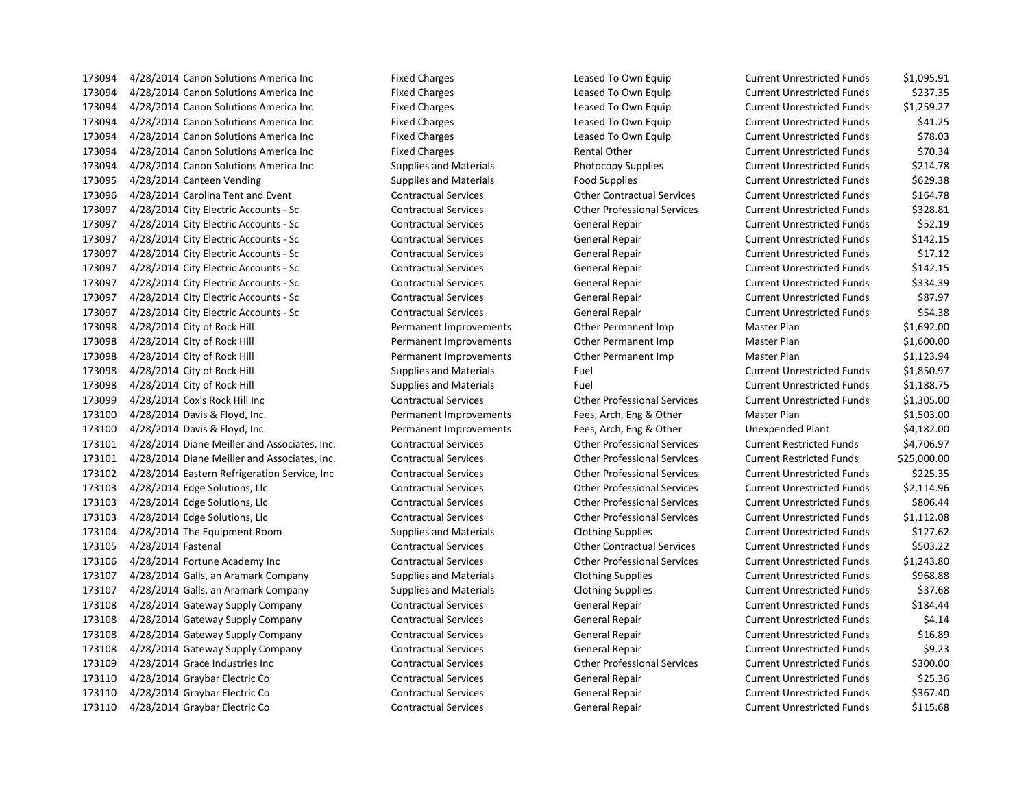| | | | | | | |
|---|---|---|---|---|---|---|
| 173094 | 4/28/2014 | Canon Solutions America Inc | Fixed Charges | Leased To Own Equip | Current Unrestricted Funds | $1,095.91 |
| 173094 | 4/28/2014 | Canon Solutions America Inc | Fixed Charges | Leased To Own Equip | Current Unrestricted Funds | $237.35 |
| 173094 | 4/28/2014 | Canon Solutions America Inc | Fixed Charges | Leased To Own Equip | Current Unrestricted Funds | $1,259.27 |
| 173094 | 4/28/2014 | Canon Solutions America Inc | Fixed Charges | Leased To Own Equip | Current Unrestricted Funds | $41.25 |
| 173094 | 4/28/2014 | Canon Solutions America Inc | Fixed Charges | Leased To Own Equip | Current Unrestricted Funds | $78.03 |
| 173094 | 4/28/2014 | Canon Solutions America Inc | Fixed Charges | Rental Other | Current Unrestricted Funds | $70.34 |
| 173094 | 4/28/2014 | Canon Solutions America Inc | Supplies and Materials | Photocopy Supplies | Current Unrestricted Funds | $214.78 |
| 173095 | 4/28/2014 | Canteen Vending | Supplies and Materials | Food Supplies | Current Unrestricted Funds | $629.38 |
| 173096 | 4/28/2014 | Carolina Tent and Event | Contractual Services | Other Contractual Services | Current Unrestricted Funds | $164.78 |
| 173097 | 4/28/2014 | City Electric Accounts - Sc | Contractual Services | Other Professional Services | Current Unrestricted Funds | $328.81 |
| 173097 | 4/28/2014 | City Electric Accounts - Sc | Contractual Services | General Repair | Current Unrestricted Funds | $52.19 |
| 173097 | 4/28/2014 | City Electric Accounts - Sc | Contractual Services | General Repair | Current Unrestricted Funds | $142.15 |
| 173097 | 4/28/2014 | City Electric Accounts - Sc | Contractual Services | General Repair | Current Unrestricted Funds | $17.12 |
| 173097 | 4/28/2014 | City Electric Accounts - Sc | Contractual Services | General Repair | Current Unrestricted Funds | $142.15 |
| 173097 | 4/28/2014 | City Electric Accounts - Sc | Contractual Services | General Repair | Current Unrestricted Funds | $334.39 |
| 173097 | 4/28/2014 | City Electric Accounts - Sc | Contractual Services | General Repair | Current Unrestricted Funds | $87.97 |
| 173097 | 4/28/2014 | City Electric Accounts - Sc | Contractual Services | General Repair | Current Unrestricted Funds | $54.38 |
| 173098 | 4/28/2014 | City of Rock Hill | Permanent Improvements | Other Permanent Imp | Master Plan | $1,692.00 |
| 173098 | 4/28/2014 | City of Rock Hill | Permanent Improvements | Other Permanent Imp | Master Plan | $1,600.00 |
| 173098 | 4/28/2014 | City of Rock Hill | Permanent Improvements | Other Permanent Imp | Master Plan | $1,123.94 |
| 173098 | 4/28/2014 | City of Rock Hill | Supplies and Materials | Fuel | Current Unrestricted Funds | $1,850.97 |
| 173098 | 4/28/2014 | City of Rock Hill | Supplies and Materials | Fuel | Current Unrestricted Funds | $1,188.75 |
| 173099 | 4/28/2014 | Cox's Rock Hill Inc | Contractual Services | Other Professional Services | Current Unrestricted Funds | $1,305.00 |
| 173100 | 4/28/2014 | Davis & Floyd, Inc. | Permanent Improvements | Fees, Arch, Eng & Other | Master Plan | $1,503.00 |
| 173100 | 4/28/2014 | Davis & Floyd, Inc. | Permanent Improvements | Fees, Arch, Eng & Other | Unexpended Plant | $4,182.00 |
| 173101 | 4/28/2014 | Diane Meiller and Associates, Inc. | Contractual Services | Other Professional Services | Current Restricted Funds | $4,706.97 |
| 173101 | 4/28/2014 | Diane Meiller and Associates, Inc. | Contractual Services | Other Professional Services | Current Restricted Funds | $25,000.00 |
| 173102 | 4/28/2014 | Eastern Refrigeration Service, Inc | Contractual Services | Other Professional Services | Current Unrestricted Funds | $225.35 |
| 173103 | 4/28/2014 | Edge Solutions, Llc | Contractual Services | Other Professional Services | Current Unrestricted Funds | $2,114.96 |
| 173103 | 4/28/2014 | Edge Solutions, Llc | Contractual Services | Other Professional Services | Current Unrestricted Funds | $806.44 |
| 173103 | 4/28/2014 | Edge Solutions, Llc | Contractual Services | Other Professional Services | Current Unrestricted Funds | $1,112.08 |
| 173104 | 4/28/2014 | The Equipment Room | Supplies and Materials | Clothing Supplies | Current Unrestricted Funds | $127.62 |
| 173105 | 4/28/2014 | Fastenal | Contractual Services | Other Contractual Services | Current Unrestricted Funds | $503.22 |
| 173106 | 4/28/2014 | Fortune Academy Inc | Contractual Services | Other Professional Services | Current Unrestricted Funds | $1,243.80 |
| 173107 | 4/28/2014 | Galls, an Aramark Company | Supplies and Materials | Clothing Supplies | Current Unrestricted Funds | $968.88 |
| 173107 | 4/28/2014 | Galls, an Aramark Company | Supplies and Materials | Clothing Supplies | Current Unrestricted Funds | $37.68 |
| 173108 | 4/28/2014 | Gateway Supply Company | Contractual Services | General Repair | Current Unrestricted Funds | $184.44 |
| 173108 | 4/28/2014 | Gateway Supply Company | Contractual Services | General Repair | Current Unrestricted Funds | $4.14 |
| 173108 | 4/28/2014 | Gateway Supply Company | Contractual Services | General Repair | Current Unrestricted Funds | $16.89 |
| 173108 | 4/28/2014 | Gateway Supply Company | Contractual Services | General Repair | Current Unrestricted Funds | $9.23 |
| 173109 | 4/28/2014 | Grace Industries Inc | Contractual Services | Other Professional Services | Current Unrestricted Funds | $300.00 |
| 173110 | 4/28/2014 | Graybar Electric Co | Contractual Services | General Repair | Current Unrestricted Funds | $25.36 |
| 173110 | 4/28/2014 | Graybar Electric Co | Contractual Services | General Repair | Current Unrestricted Funds | $367.40 |
| 173110 | 4/28/2014 | Graybar Electric Co | Contractual Services | General Repair | Current Unrestricted Funds | $115.68 |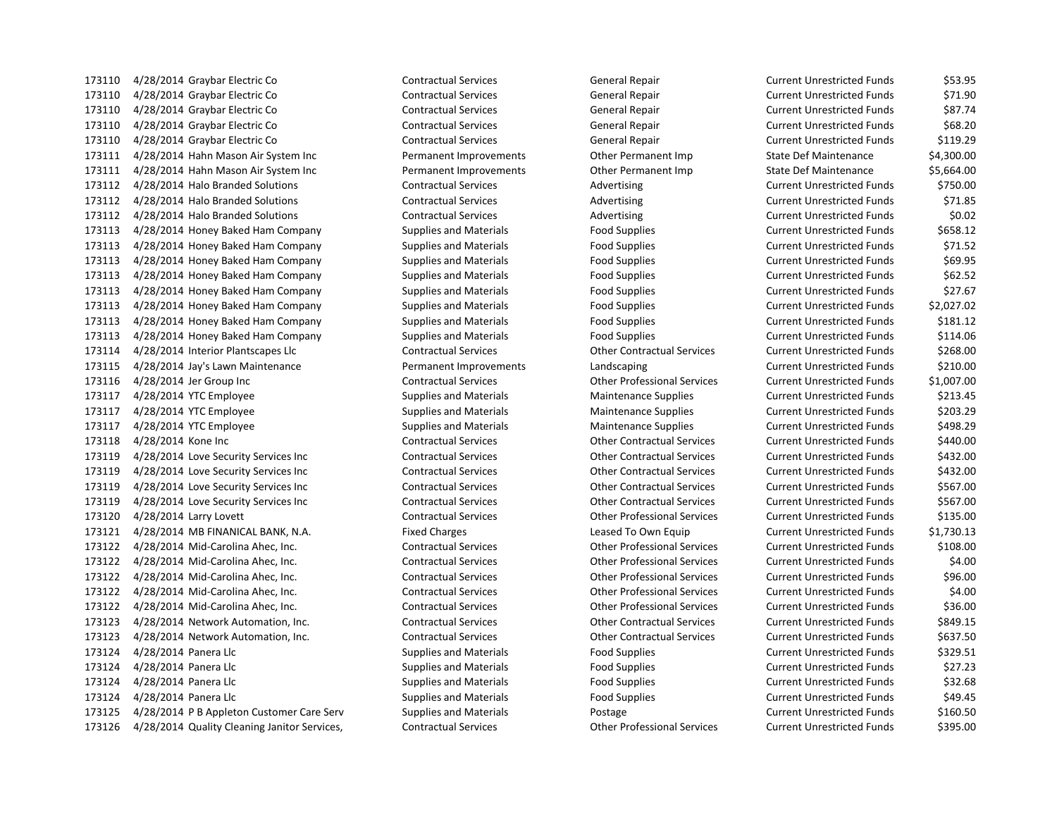| | | | | | | |
|---|---|---|---|---|---|---|
| 173110 | 4/28/2014 | Graybar Electric Co | Contractual Services | General Repair | Current Unrestricted Funds | $53.95 |
| 173110 | 4/28/2014 | Graybar Electric Co | Contractual Services | General Repair | Current Unrestricted Funds | $71.90 |
| 173110 | 4/28/2014 | Graybar Electric Co | Contractual Services | General Repair | Current Unrestricted Funds | $87.74 |
| 173110 | 4/28/2014 | Graybar Electric Co | Contractual Services | General Repair | Current Unrestricted Funds | $68.20 |
| 173110 | 4/28/2014 | Graybar Electric Co | Contractual Services | General Repair | Current Unrestricted Funds | $119.29 |
| 173111 | 4/28/2014 | Hahn Mason Air System Inc | Permanent Improvements | Other Permanent Imp | State Def Maintenance | $4,300.00 |
| 173111 | 4/28/2014 | Hahn Mason Air System Inc | Permanent Improvements | Other Permanent Imp | State Def Maintenance | $5,664.00 |
| 173112 | 4/28/2014 | Halo Branded Solutions | Contractual Services | Advertising | Current Unrestricted Funds | $750.00 |
| 173112 | 4/28/2014 | Halo Branded Solutions | Contractual Services | Advertising | Current Unrestricted Funds | $71.85 |
| 173112 | 4/28/2014 | Halo Branded Solutions | Contractual Services | Advertising | Current Unrestricted Funds | $0.02 |
| 173113 | 4/28/2014 | Honey Baked Ham Company | Supplies and Materials | Food Supplies | Current Unrestricted Funds | $658.12 |
| 173113 | 4/28/2014 | Honey Baked Ham Company | Supplies and Materials | Food Supplies | Current Unrestricted Funds | $71.52 |
| 173113 | 4/28/2014 | Honey Baked Ham Company | Supplies and Materials | Food Supplies | Current Unrestricted Funds | $69.95 |
| 173113 | 4/28/2014 | Honey Baked Ham Company | Supplies and Materials | Food Supplies | Current Unrestricted Funds | $62.52 |
| 173113 | 4/28/2014 | Honey Baked Ham Company | Supplies and Materials | Food Supplies | Current Unrestricted Funds | $27.67 |
| 173113 | 4/28/2014 | Honey Baked Ham Company | Supplies and Materials | Food Supplies | Current Unrestricted Funds | $2,027.02 |
| 173113 | 4/28/2014 | Honey Baked Ham Company | Supplies and Materials | Food Supplies | Current Unrestricted Funds | $181.12 |
| 173113 | 4/28/2014 | Honey Baked Ham Company | Supplies and Materials | Food Supplies | Current Unrestricted Funds | $114.06 |
| 173114 | 4/28/2014 | Interior Plantscapes Llc | Contractual Services | Other Contractual Services | Current Unrestricted Funds | $268.00 |
| 173115 | 4/28/2014 | Jay's Lawn Maintenance | Permanent Improvements | Landscaping | Current Unrestricted Funds | $210.00 |
| 173116 | 4/28/2014 | Jer Group Inc | Contractual Services | Other Professional Services | Current Unrestricted Funds | $1,007.00 |
| 173117 | 4/28/2014 | YTC Employee | Supplies and Materials | Maintenance Supplies | Current Unrestricted Funds | $213.45 |
| 173117 | 4/28/2014 | YTC Employee | Supplies and Materials | Maintenance Supplies | Current Unrestricted Funds | $203.29 |
| 173117 | 4/28/2014 | YTC Employee | Supplies and Materials | Maintenance Supplies | Current Unrestricted Funds | $498.29 |
| 173118 | 4/28/2014 | Kone Inc | Contractual Services | Other Contractual Services | Current Unrestricted Funds | $440.00 |
| 173119 | 4/28/2014 | Love Security Services Inc | Contractual Services | Other Contractual Services | Current Unrestricted Funds | $432.00 |
| 173119 | 4/28/2014 | Love Security Services Inc | Contractual Services | Other Contractual Services | Current Unrestricted Funds | $432.00 |
| 173119 | 4/28/2014 | Love Security Services Inc | Contractual Services | Other Contractual Services | Current Unrestricted Funds | $567.00 |
| 173119 | 4/28/2014 | Love Security Services Inc | Contractual Services | Other Contractual Services | Current Unrestricted Funds | $567.00 |
| 173120 | 4/28/2014 | Larry Lovett | Contractual Services | Other Professional Services | Current Unrestricted Funds | $135.00 |
| 173121 | 4/28/2014 | MB FINANICAL BANK, N.A. | Fixed Charges | Leased To Own Equip | Current Unrestricted Funds | $1,730.13 |
| 173122 | 4/28/2014 | Mid-Carolina Ahec, Inc. | Contractual Services | Other Professional Services | Current Unrestricted Funds | $108.00 |
| 173122 | 4/28/2014 | Mid-Carolina Ahec, Inc. | Contractual Services | Other Professional Services | Current Unrestricted Funds | $4.00 |
| 173122 | 4/28/2014 | Mid-Carolina Ahec, Inc. | Contractual Services | Other Professional Services | Current Unrestricted Funds | $96.00 |
| 173122 | 4/28/2014 | Mid-Carolina Ahec, Inc. | Contractual Services | Other Professional Services | Current Unrestricted Funds | $4.00 |
| 173122 | 4/28/2014 | Mid-Carolina Ahec, Inc. | Contractual Services | Other Professional Services | Current Unrestricted Funds | $36.00 |
| 173123 | 4/28/2014 | Network Automation, Inc. | Contractual Services | Other Contractual Services | Current Unrestricted Funds | $849.15 |
| 173123 | 4/28/2014 | Network Automation, Inc. | Contractual Services | Other Contractual Services | Current Unrestricted Funds | $637.50 |
| 173124 | 4/28/2014 | Panera Llc | Supplies and Materials | Food Supplies | Current Unrestricted Funds | $329.51 |
| 173124 | 4/28/2014 | Panera Llc | Supplies and Materials | Food Supplies | Current Unrestricted Funds | $27.23 |
| 173124 | 4/28/2014 | Panera Llc | Supplies and Materials | Food Supplies | Current Unrestricted Funds | $32.68 |
| 173124 | 4/28/2014 | Panera Llc | Supplies and Materials | Food Supplies | Current Unrestricted Funds | $49.45 |
| 173125 | 4/28/2014 | P B Appleton Customer Care Serv | Supplies and Materials | Postage | Current Unrestricted Funds | $160.50 |
| 173126 | 4/28/2014 | Quality Cleaning Janitor Services, | Contractual Services | Other Professional Services | Current Unrestricted Funds | $395.00 |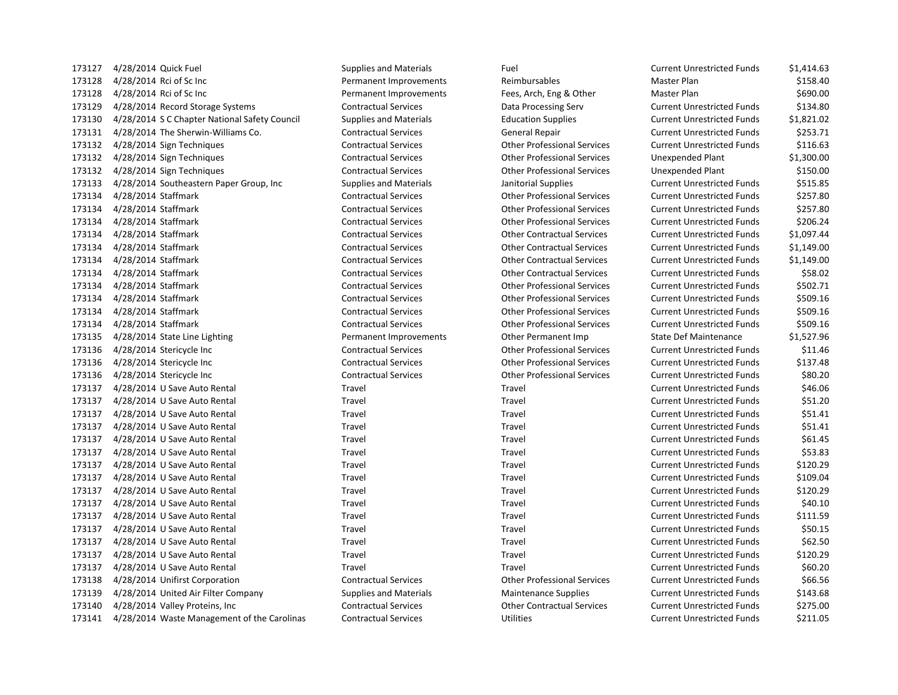| | | | | | | |
|---|---|---|---|---|---|---|
| 173127 | 4/28/2014 | Quick Fuel | Supplies and Materials | Fuel | Current Unrestricted Funds | $1,414.63 |
| 173128 | 4/28/2014 | Rci of Sc Inc | Permanent Improvements | Reimbursables | Master Plan | $158.40 |
| 173128 | 4/28/2014 | Rci of Sc Inc | Permanent Improvements | Fees, Arch, Eng & Other | Master Plan | $690.00 |
| 173129 | 4/28/2014 | Record Storage Systems | Contractual Services | Data Processing Serv | Current Unrestricted Funds | $134.80 |
| 173130 | 4/28/2014 | S C Chapter National Safety Council | Supplies and Materials | Education Supplies | Current Unrestricted Funds | $1,821.02 |
| 173131 | 4/28/2014 | The Sherwin-Williams Co. | Contractual Services | General Repair | Current Unrestricted Funds | $253.71 |
| 173132 | 4/28/2014 | Sign Techniques | Contractual Services | Other Professional Services | Current Unrestricted Funds | $116.63 |
| 173132 | 4/28/2014 | Sign Techniques | Contractual Services | Other Professional Services | Unexpended Plant | $1,300.00 |
| 173132 | 4/28/2014 | Sign Techniques | Contractual Services | Other Professional Services | Unexpended Plant | $150.00 |
| 173133 | 4/28/2014 | Southeastern Paper Group, Inc | Supplies and Materials | Janitorial Supplies | Current Unrestricted Funds | $515.85 |
| 173134 | 4/28/2014 | Staffmark | Contractual Services | Other Professional Services | Current Unrestricted Funds | $257.80 |
| 173134 | 4/28/2014 | Staffmark | Contractual Services | Other Professional Services | Current Unrestricted Funds | $257.80 |
| 173134 | 4/28/2014 | Staffmark | Contractual Services | Other Professional Services | Current Unrestricted Funds | $206.24 |
| 173134 | 4/28/2014 | Staffmark | Contractual Services | Other Contractual Services | Current Unrestricted Funds | $1,097.44 |
| 173134 | 4/28/2014 | Staffmark | Contractual Services | Other Contractual Services | Current Unrestricted Funds | $1,149.00 |
| 173134 | 4/28/2014 | Staffmark | Contractual Services | Other Contractual Services | Current Unrestricted Funds | $1,149.00 |
| 173134 | 4/28/2014 | Staffmark | Contractual Services | Other Contractual Services | Current Unrestricted Funds | $58.02 |
| 173134 | 4/28/2014 | Staffmark | Contractual Services | Other Professional Services | Current Unrestricted Funds | $502.71 |
| 173134 | 4/28/2014 | Staffmark | Contractual Services | Other Professional Services | Current Unrestricted Funds | $509.16 |
| 173134 | 4/28/2014 | Staffmark | Contractual Services | Other Professional Services | Current Unrestricted Funds | $509.16 |
| 173134 | 4/28/2014 | Staffmark | Contractual Services | Other Professional Services | Current Unrestricted Funds | $509.16 |
| 173135 | 4/28/2014 | State Line Lighting | Permanent Improvements | Other Permanent Imp | State Def Maintenance | $1,527.96 |
| 173136 | 4/28/2014 | Stericycle Inc | Contractual Services | Other Professional Services | Current Unrestricted Funds | $11.46 |
| 173136 | 4/28/2014 | Stericycle Inc | Contractual Services | Other Professional Services | Current Unrestricted Funds | $137.48 |
| 173136 | 4/28/2014 | Stericycle Inc | Contractual Services | Other Professional Services | Current Unrestricted Funds | $80.20 |
| 173137 | 4/28/2014 | U Save Auto Rental | Travel | Travel | Current Unrestricted Funds | $46.06 |
| 173137 | 4/28/2014 | U Save Auto Rental | Travel | Travel | Current Unrestricted Funds | $51.20 |
| 173137 | 4/28/2014 | U Save Auto Rental | Travel | Travel | Current Unrestricted Funds | $51.41 |
| 173137 | 4/28/2014 | U Save Auto Rental | Travel | Travel | Current Unrestricted Funds | $51.41 |
| 173137 | 4/28/2014 | U Save Auto Rental | Travel | Travel | Current Unrestricted Funds | $61.45 |
| 173137 | 4/28/2014 | U Save Auto Rental | Travel | Travel | Current Unrestricted Funds | $53.83 |
| 173137 | 4/28/2014 | U Save Auto Rental | Travel | Travel | Current Unrestricted Funds | $120.29 |
| 173137 | 4/28/2014 | U Save Auto Rental | Travel | Travel | Current Unrestricted Funds | $109.04 |
| 173137 | 4/28/2014 | U Save Auto Rental | Travel | Travel | Current Unrestricted Funds | $120.29 |
| 173137 | 4/28/2014 | U Save Auto Rental | Travel | Travel | Current Unrestricted Funds | $40.10 |
| 173137 | 4/28/2014 | U Save Auto Rental | Travel | Travel | Current Unrestricted Funds | $111.59 |
| 173137 | 4/28/2014 | U Save Auto Rental | Travel | Travel | Current Unrestricted Funds | $50.15 |
| 173137 | 4/28/2014 | U Save Auto Rental | Travel | Travel | Current Unrestricted Funds | $62.50 |
| 173137 | 4/28/2014 | U Save Auto Rental | Travel | Travel | Current Unrestricted Funds | $120.29 |
| 173137 | 4/28/2014 | U Save Auto Rental | Travel | Travel | Current Unrestricted Funds | $60.20 |
| 173138 | 4/28/2014 | Unifirst Corporation | Contractual Services | Other Professional Services | Current Unrestricted Funds | $66.56 |
| 173139 | 4/28/2014 | United Air Filter Company | Supplies and Materials | Maintenance Supplies | Current Unrestricted Funds | $143.68 |
| 173140 | 4/28/2014 | Valley Proteins, Inc | Contractual Services | Other Contractual Services | Current Unrestricted Funds | $275.00 |
| 173141 | 4/28/2014 | Waste Management of the Carolinas | Contractual Services | Utilities | Current Unrestricted Funds | $211.05 |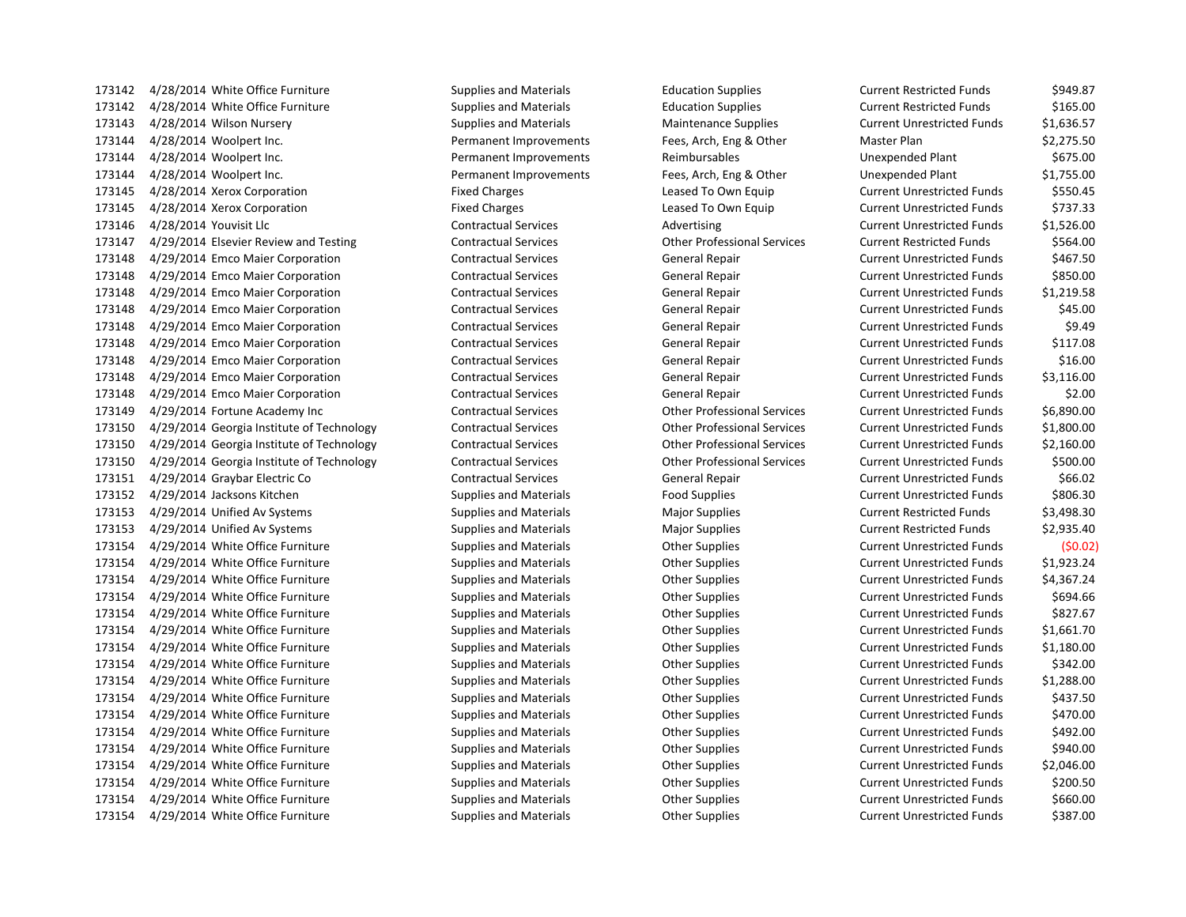| | | | | | | |
|---|---|---|---|---|---|---|
| 173142 | 4/28/2014 | White Office Furniture | Supplies and Materials | Education Supplies | Current Restricted Funds | $949.87 |
| 173142 | 4/28/2014 | White Office Furniture | Supplies and Materials | Education Supplies | Current Restricted Funds | $165.00 |
| 173143 | 4/28/2014 | Wilson Nursery | Supplies and Materials | Maintenance Supplies | Current Unrestricted Funds | $1,636.57 |
| 173144 | 4/28/2014 | Woolpert Inc. | Permanent Improvements | Fees, Arch, Eng & Other | Master Plan | $2,275.50 |
| 173144 | 4/28/2014 | Woolpert Inc. | Permanent Improvements | Reimbursables | Unexpended Plant | $675.00 |
| 173144 | 4/28/2014 | Woolpert Inc. | Permanent Improvements | Fees, Arch, Eng & Other | Unexpended Plant | $1,755.00 |
| 173145 | 4/28/2014 | Xerox Corporation | Fixed Charges | Leased To Own Equip | Current Unrestricted Funds | $550.45 |
| 173145 | 4/28/2014 | Xerox Corporation | Fixed Charges | Leased To Own Equip | Current Unrestricted Funds | $737.33 |
| 173146 | 4/28/2014 | Youvisit Llc | Contractual Services | Advertising | Current Unrestricted Funds | $1,526.00 |
| 173147 | 4/29/2014 | Elsevier Review and Testing | Contractual Services | Other Professional Services | Current Restricted Funds | $564.00 |
| 173148 | 4/29/2014 | Emco Maier Corporation | Contractual Services | General Repair | Current Unrestricted Funds | $467.50 |
| 173148 | 4/29/2014 | Emco Maier Corporation | Contractual Services | General Repair | Current Unrestricted Funds | $850.00 |
| 173148 | 4/29/2014 | Emco Maier Corporation | Contractual Services | General Repair | Current Unrestricted Funds | $1,219.58 |
| 173148 | 4/29/2014 | Emco Maier Corporation | Contractual Services | General Repair | Current Unrestricted Funds | $45.00 |
| 173148 | 4/29/2014 | Emco Maier Corporation | Contractual Services | General Repair | Current Unrestricted Funds | $9.49 |
| 173148 | 4/29/2014 | Emco Maier Corporation | Contractual Services | General Repair | Current Unrestricted Funds | $117.08 |
| 173148 | 4/29/2014 | Emco Maier Corporation | Contractual Services | General Repair | Current Unrestricted Funds | $16.00 |
| 173148 | 4/29/2014 | Emco Maier Corporation | Contractual Services | General Repair | Current Unrestricted Funds | $3,116.00 |
| 173148 | 4/29/2014 | Emco Maier Corporation | Contractual Services | General Repair | Current Unrestricted Funds | $2.00 |
| 173149 | 4/29/2014 | Fortune Academy Inc | Contractual Services | Other Professional Services | Current Unrestricted Funds | $6,890.00 |
| 173150 | 4/29/2014 | Georgia Institute of Technology | Contractual Services | Other Professional Services | Current Unrestricted Funds | $1,800.00 |
| 173150 | 4/29/2014 | Georgia Institute of Technology | Contractual Services | Other Professional Services | Current Unrestricted Funds | $2,160.00 |
| 173150 | 4/29/2014 | Georgia Institute of Technology | Contractual Services | Other Professional Services | Current Unrestricted Funds | $500.00 |
| 173151 | 4/29/2014 | Graybar Electric Co | Contractual Services | General Repair | Current Unrestricted Funds | $66.02 |
| 173152 | 4/29/2014 | Jacksons Kitchen | Supplies and Materials | Food Supplies | Current Unrestricted Funds | $806.30 |
| 173153 | 4/29/2014 | Unified Av Systems | Supplies and Materials | Major Supplies | Current Restricted Funds | $3,498.30 |
| 173153 | 4/29/2014 | Unified Av Systems | Supplies and Materials | Major Supplies | Current Restricted Funds | $2,935.40 |
| 173154 | 4/29/2014 | White Office Furniture | Supplies and Materials | Other Supplies | Current Unrestricted Funds | ($0.02) |
| 173154 | 4/29/2014 | White Office Furniture | Supplies and Materials | Other Supplies | Current Unrestricted Funds | $1,923.24 |
| 173154 | 4/29/2014 | White Office Furniture | Supplies and Materials | Other Supplies | Current Unrestricted Funds | $4,367.24 |
| 173154 | 4/29/2014 | White Office Furniture | Supplies and Materials | Other Supplies | Current Unrestricted Funds | $694.66 |
| 173154 | 4/29/2014 | White Office Furniture | Supplies and Materials | Other Supplies | Current Unrestricted Funds | $827.67 |
| 173154 | 4/29/2014 | White Office Furniture | Supplies and Materials | Other Supplies | Current Unrestricted Funds | $1,661.70 |
| 173154 | 4/29/2014 | White Office Furniture | Supplies and Materials | Other Supplies | Current Unrestricted Funds | $1,180.00 |
| 173154 | 4/29/2014 | White Office Furniture | Supplies and Materials | Other Supplies | Current Unrestricted Funds | $342.00 |
| 173154 | 4/29/2014 | White Office Furniture | Supplies and Materials | Other Supplies | Current Unrestricted Funds | $1,288.00 |
| 173154 | 4/29/2014 | White Office Furniture | Supplies and Materials | Other Supplies | Current Unrestricted Funds | $437.50 |
| 173154 | 4/29/2014 | White Office Furniture | Supplies and Materials | Other Supplies | Current Unrestricted Funds | $470.00 |
| 173154 | 4/29/2014 | White Office Furniture | Supplies and Materials | Other Supplies | Current Unrestricted Funds | $492.00 |
| 173154 | 4/29/2014 | White Office Furniture | Supplies and Materials | Other Supplies | Current Unrestricted Funds | $940.00 |
| 173154 | 4/29/2014 | White Office Furniture | Supplies and Materials | Other Supplies | Current Unrestricted Funds | $2,046.00 |
| 173154 | 4/29/2014 | White Office Furniture | Supplies and Materials | Other Supplies | Current Unrestricted Funds | $200.50 |
| 173154 | 4/29/2014 | White Office Furniture | Supplies and Materials | Other Supplies | Current Unrestricted Funds | $660.00 |
| 173154 | 4/29/2014 | White Office Furniture | Supplies and Materials | Other Supplies | Current Unrestricted Funds | $387.00 |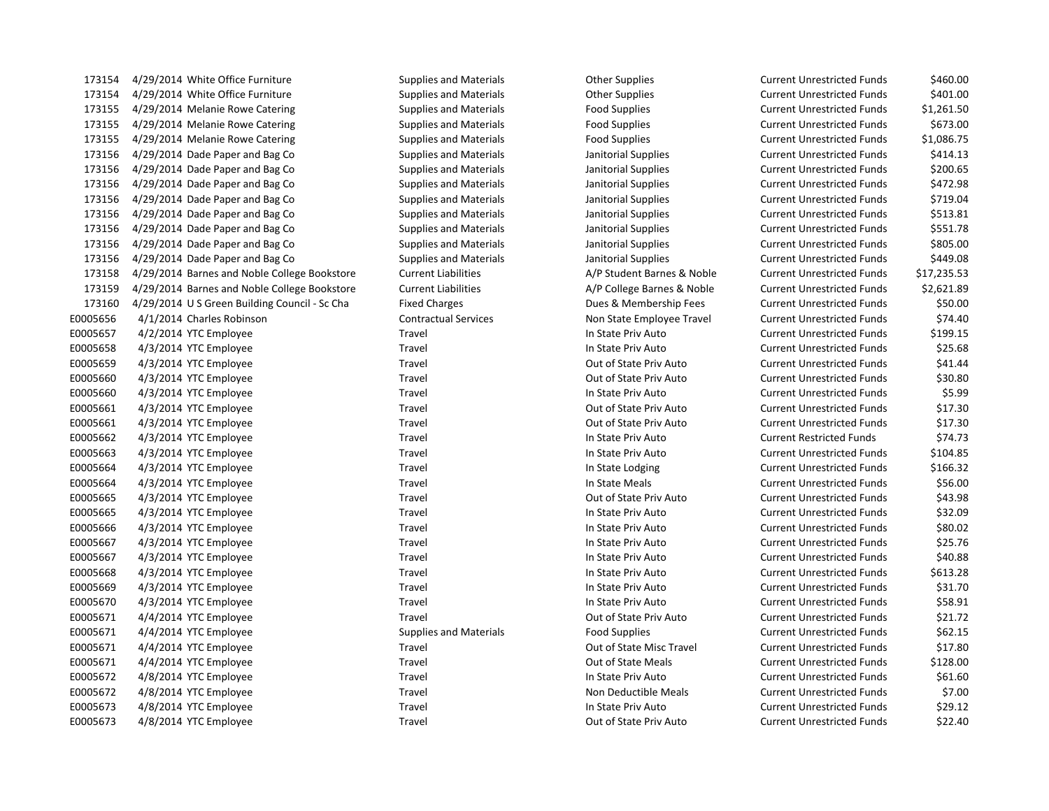| | | | | | | |
|---|---|---|---|---|---|---|
| 173154 | 4/29/2014 | White Office Furniture | Supplies and Materials | Other Supplies | Current Unrestricted Funds | $460.00 |
| 173154 | 4/29/2014 | White Office Furniture | Supplies and Materials | Other Supplies | Current Unrestricted Funds | $401.00 |
| 173155 | 4/29/2014 | Melanie Rowe Catering | Supplies and Materials | Food Supplies | Current Unrestricted Funds | $1,261.50 |
| 173155 | 4/29/2014 | Melanie Rowe Catering | Supplies and Materials | Food Supplies | Current Unrestricted Funds | $673.00 |
| 173155 | 4/29/2014 | Melanie Rowe Catering | Supplies and Materials | Food Supplies | Current Unrestricted Funds | $1,086.75 |
| 173156 | 4/29/2014 | Dade Paper and Bag Co | Supplies and Materials | Janitorial Supplies | Current Unrestricted Funds | $414.13 |
| 173156 | 4/29/2014 | Dade Paper and Bag Co | Supplies and Materials | Janitorial Supplies | Current Unrestricted Funds | $200.65 |
| 173156 | 4/29/2014 | Dade Paper and Bag Co | Supplies and Materials | Janitorial Supplies | Current Unrestricted Funds | $472.98 |
| 173156 | 4/29/2014 | Dade Paper and Bag Co | Supplies and Materials | Janitorial Supplies | Current Unrestricted Funds | $719.04 |
| 173156 | 4/29/2014 | Dade Paper and Bag Co | Supplies and Materials | Janitorial Supplies | Current Unrestricted Funds | $513.81 |
| 173156 | 4/29/2014 | Dade Paper and Bag Co | Supplies and Materials | Janitorial Supplies | Current Unrestricted Funds | $551.78 |
| 173156 | 4/29/2014 | Dade Paper and Bag Co | Supplies and Materials | Janitorial Supplies | Current Unrestricted Funds | $805.00 |
| 173156 | 4/29/2014 | Dade Paper and Bag Co | Supplies and Materials | Janitorial Supplies | Current Unrestricted Funds | $449.08 |
| 173158 | 4/29/2014 | Barnes and Noble College Bookstore | Current Liabilities | A/P Student Barnes & Noble | Current Unrestricted Funds | $17,235.53 |
| 173159 | 4/29/2014 | Barnes and Noble College Bookstore | Current Liabilities | A/P College Barnes & Noble | Current Unrestricted Funds | $2,621.89 |
| 173160 | 4/29/2014 | U S Green Building Council - Sc Cha | Fixed Charges | Dues & Membership Fees | Current Unrestricted Funds | $50.00 |
| E0005656 | 4/1/2014 | Charles Robinson | Contractual Services | Non State Employee Travel | Current Unrestricted Funds | $74.40 |
| E0005657 | 4/2/2014 | YTC Employee | Travel | In State Priv Auto | Current Unrestricted Funds | $199.15 |
| E0005658 | 4/3/2014 | YTC Employee | Travel | In State Priv Auto | Current Unrestricted Funds | $25.68 |
| E0005659 | 4/3/2014 | YTC Employee | Travel | Out of State Priv Auto | Current Unrestricted Funds | $41.44 |
| E0005660 | 4/3/2014 | YTC Employee | Travel | Out of State Priv Auto | Current Unrestricted Funds | $30.80 |
| E0005660 | 4/3/2014 | YTC Employee | Travel | In State Priv Auto | Current Unrestricted Funds | $5.99 |
| E0005661 | 4/3/2014 | YTC Employee | Travel | Out of State Priv Auto | Current Unrestricted Funds | $17.30 |
| E0005661 | 4/3/2014 | YTC Employee | Travel | Out of State Priv Auto | Current Unrestricted Funds | $17.30 |
| E0005662 | 4/3/2014 | YTC Employee | Travel | In State Priv Auto | Current Restricted Funds | $74.73 |
| E0005663 | 4/3/2014 | YTC Employee | Travel | In State Priv Auto | Current Unrestricted Funds | $104.85 |
| E0005664 | 4/3/2014 | YTC Employee | Travel | In State Lodging | Current Unrestricted Funds | $166.32 |
| E0005664 | 4/3/2014 | YTC Employee | Travel | In State Meals | Current Unrestricted Funds | $56.00 |
| E0005665 | 4/3/2014 | YTC Employee | Travel | Out of State Priv Auto | Current Unrestricted Funds | $43.98 |
| E0005665 | 4/3/2014 | YTC Employee | Travel | In State Priv Auto | Current Unrestricted Funds | $32.09 |
| E0005666 | 4/3/2014 | YTC Employee | Travel | In State Priv Auto | Current Unrestricted Funds | $80.02 |
| E0005667 | 4/3/2014 | YTC Employee | Travel | In State Priv Auto | Current Unrestricted Funds | $25.76 |
| E0005667 | 4/3/2014 | YTC Employee | Travel | In State Priv Auto | Current Unrestricted Funds | $40.88 |
| E0005668 | 4/3/2014 | YTC Employee | Travel | In State Priv Auto | Current Unrestricted Funds | $613.28 |
| E0005669 | 4/3/2014 | YTC Employee | Travel | In State Priv Auto | Current Unrestricted Funds | $31.70 |
| E0005670 | 4/3/2014 | YTC Employee | Travel | In State Priv Auto | Current Unrestricted Funds | $58.91 |
| E0005671 | 4/4/2014 | YTC Employee | Travel | Out of State Priv Auto | Current Unrestricted Funds | $21.72 |
| E0005671 | 4/4/2014 | YTC Employee | Supplies and Materials | Food Supplies | Current Unrestricted Funds | $62.15 |
| E0005671 | 4/4/2014 | YTC Employee | Travel | Out of State Misc Travel | Current Unrestricted Funds | $17.80 |
| E0005671 | 4/4/2014 | YTC Employee | Travel | Out of State Meals | Current Unrestricted Funds | $128.00 |
| E0005672 | 4/8/2014 | YTC Employee | Travel | In State Priv Auto | Current Unrestricted Funds | $61.60 |
| E0005672 | 4/8/2014 | YTC Employee | Travel | Non Deductible Meals | Current Unrestricted Funds | $7.00 |
| E0005673 | 4/8/2014 | YTC Employee | Travel | In State Priv Auto | Current Unrestricted Funds | $29.12 |
| E0005673 | 4/8/2014 | YTC Employee | Travel | Out of State Priv Auto | Current Unrestricted Funds | $22.40 |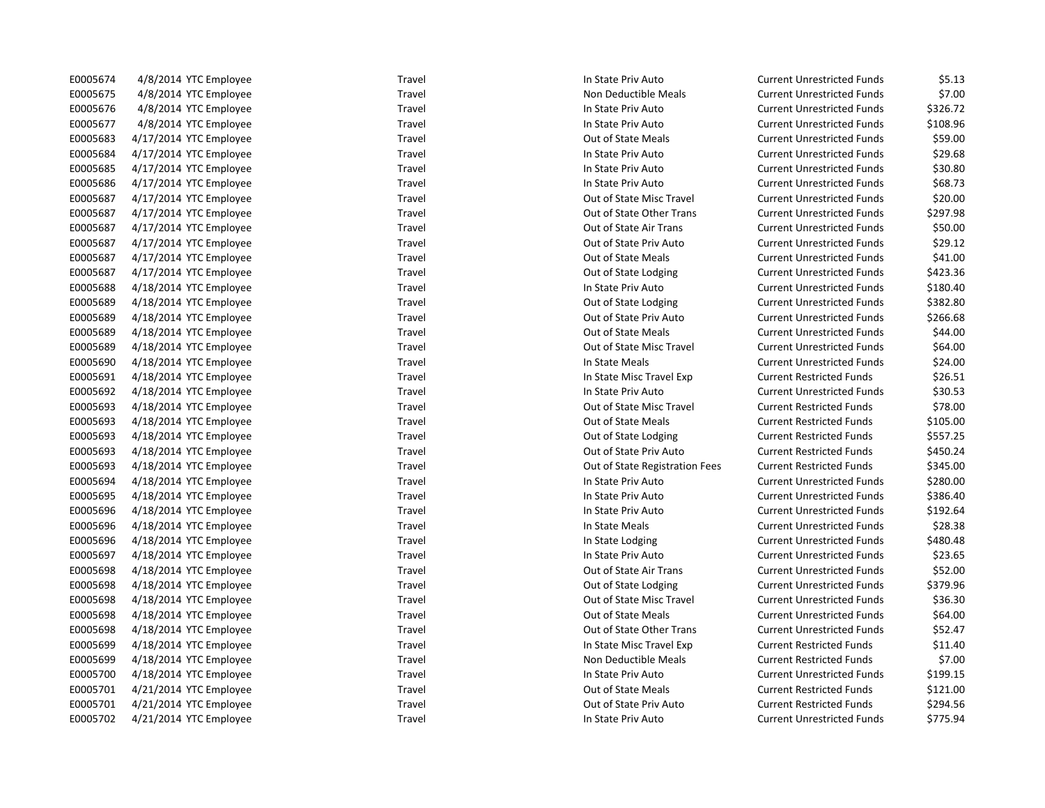| | | | | | | |
|---|---|---|---|---|---|---|
| E0005674 | 4/8/2014 | YTC Employee | Travel | In State Priv Auto | Current Unrestricted Funds | $5.13 |
| E0005675 | 4/8/2014 | YTC Employee | Travel | Non Deductible Meals | Current Unrestricted Funds | $7.00 |
| E0005676 | 4/8/2014 | YTC Employee | Travel | In State Priv Auto | Current Unrestricted Funds | $326.72 |
| E0005677 | 4/8/2014 | YTC Employee | Travel | In State Priv Auto | Current Unrestricted Funds | $108.96 |
| E0005683 | 4/17/2014 | YTC Employee | Travel | Out of State Meals | Current Unrestricted Funds | $59.00 |
| E0005684 | 4/17/2014 | YTC Employee | Travel | In State Priv Auto | Current Unrestricted Funds | $29.68 |
| E0005685 | 4/17/2014 | YTC Employee | Travel | In State Priv Auto | Current Unrestricted Funds | $30.80 |
| E0005686 | 4/17/2014 | YTC Employee | Travel | In State Priv Auto | Current Unrestricted Funds | $68.73 |
| E0005687 | 4/17/2014 | YTC Employee | Travel | Out of State Misc Travel | Current Unrestricted Funds | $20.00 |
| E0005687 | 4/17/2014 | YTC Employee | Travel | Out of State Other Trans | Current Unrestricted Funds | $297.98 |
| E0005687 | 4/17/2014 | YTC Employee | Travel | Out of State Air Trans | Current Unrestricted Funds | $50.00 |
| E0005687 | 4/17/2014 | YTC Employee | Travel | Out of State Priv Auto | Current Unrestricted Funds | $29.12 |
| E0005687 | 4/17/2014 | YTC Employee | Travel | Out of State Meals | Current Unrestricted Funds | $41.00 |
| E0005687 | 4/17/2014 | YTC Employee | Travel | Out of State Lodging | Current Unrestricted Funds | $423.36 |
| E0005688 | 4/18/2014 | YTC Employee | Travel | In State Priv Auto | Current Unrestricted Funds | $180.40 |
| E0005689 | 4/18/2014 | YTC Employee | Travel | Out of State Lodging | Current Unrestricted Funds | $382.80 |
| E0005689 | 4/18/2014 | YTC Employee | Travel | Out of State Priv Auto | Current Unrestricted Funds | $266.68 |
| E0005689 | 4/18/2014 | YTC Employee | Travel | Out of State Meals | Current Unrestricted Funds | $44.00 |
| E0005689 | 4/18/2014 | YTC Employee | Travel | Out of State Misc Travel | Current Unrestricted Funds | $64.00 |
| E0005690 | 4/18/2014 | YTC Employee | Travel | In State Meals | Current Unrestricted Funds | $24.00 |
| E0005691 | 4/18/2014 | YTC Employee | Travel | In State Misc Travel Exp | Current Restricted Funds | $26.51 |
| E0005692 | 4/18/2014 | YTC Employee | Travel | In State Priv Auto | Current Unrestricted Funds | $30.53 |
| E0005693 | 4/18/2014 | YTC Employee | Travel | Out of State Misc Travel | Current Restricted Funds | $78.00 |
| E0005693 | 4/18/2014 | YTC Employee | Travel | Out of State Meals | Current Restricted Funds | $105.00 |
| E0005693 | 4/18/2014 | YTC Employee | Travel | Out of State Lodging | Current Restricted Funds | $557.25 |
| E0005693 | 4/18/2014 | YTC Employee | Travel | Out of State Priv Auto | Current Restricted Funds | $450.24 |
| E0005693 | 4/18/2014 | YTC Employee | Travel | Out of State Registration Fees | Current Restricted Funds | $345.00 |
| E0005694 | 4/18/2014 | YTC Employee | Travel | In State Priv Auto | Current Unrestricted Funds | $280.00 |
| E0005695 | 4/18/2014 | YTC Employee | Travel | In State Priv Auto | Current Unrestricted Funds | $386.40 |
| E0005696 | 4/18/2014 | YTC Employee | Travel | In State Priv Auto | Current Unrestricted Funds | $192.64 |
| E0005696 | 4/18/2014 | YTC Employee | Travel | In State Meals | Current Unrestricted Funds | $28.38 |
| E0005696 | 4/18/2014 | YTC Employee | Travel | In State Lodging | Current Unrestricted Funds | $480.48 |
| E0005697 | 4/18/2014 | YTC Employee | Travel | In State Priv Auto | Current Unrestricted Funds | $23.65 |
| E0005698 | 4/18/2014 | YTC Employee | Travel | Out of State Air Trans | Current Unrestricted Funds | $52.00 |
| E0005698 | 4/18/2014 | YTC Employee | Travel | Out of State Lodging | Current Unrestricted Funds | $379.96 |
| E0005698 | 4/18/2014 | YTC Employee | Travel | Out of State Misc Travel | Current Unrestricted Funds | $36.30 |
| E0005698 | 4/18/2014 | YTC Employee | Travel | Out of State Meals | Current Unrestricted Funds | $64.00 |
| E0005698 | 4/18/2014 | YTC Employee | Travel | Out of State Other Trans | Current Unrestricted Funds | $52.47 |
| E0005699 | 4/18/2014 | YTC Employee | Travel | In State Misc Travel Exp | Current Restricted Funds | $11.40 |
| E0005699 | 4/18/2014 | YTC Employee | Travel | Non Deductible Meals | Current Restricted Funds | $7.00 |
| E0005700 | 4/18/2014 | YTC Employee | Travel | In State Priv Auto | Current Unrestricted Funds | $199.15 |
| E0005701 | 4/21/2014 | YTC Employee | Travel | Out of State Meals | Current Restricted Funds | $121.00 |
| E0005701 | 4/21/2014 | YTC Employee | Travel | Out of State Priv Auto | Current Restricted Funds | $294.56 |
| E0005702 | 4/21/2014 | YTC Employee | Travel | In State Priv Auto | Current Unrestricted Funds | $775.94 |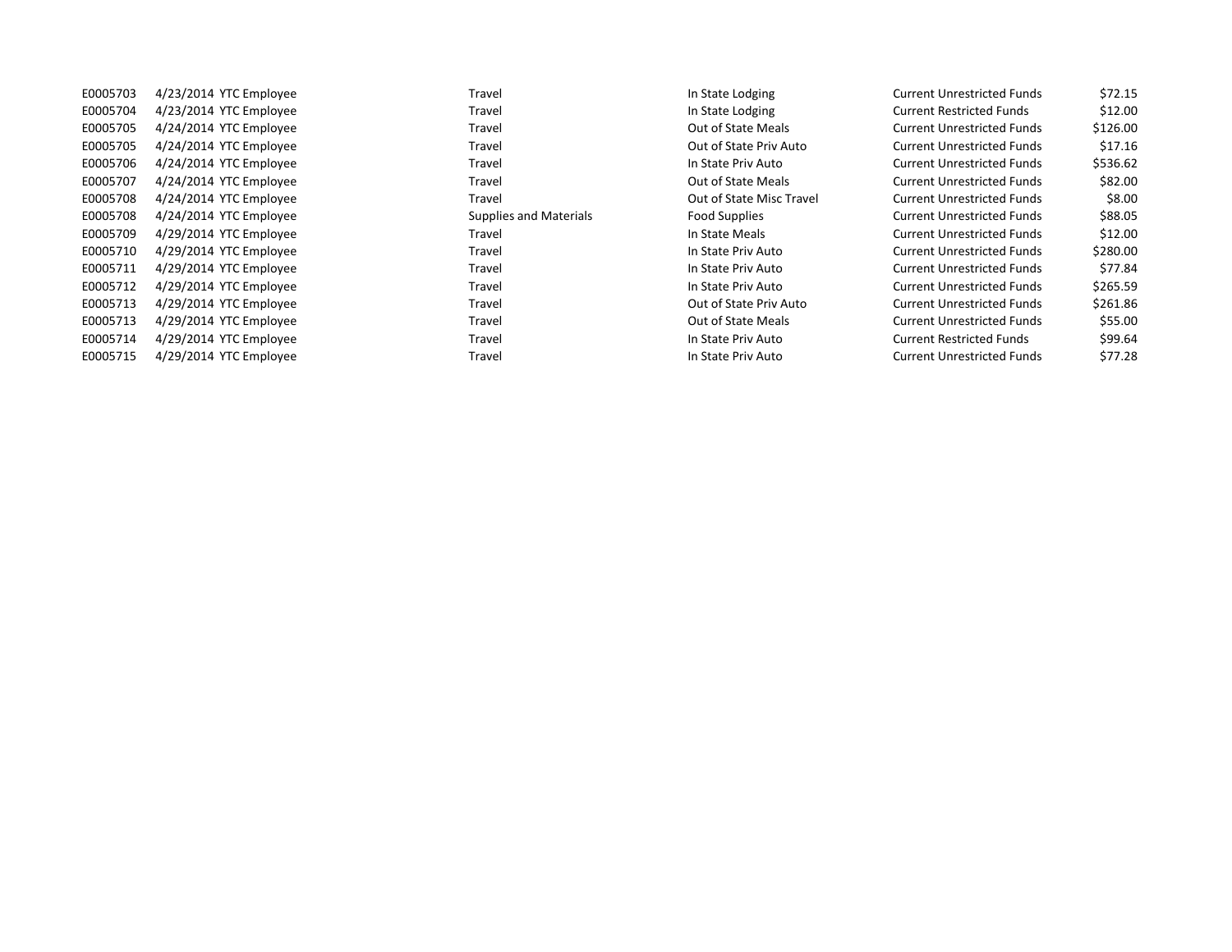| | | | | | | |
|---|---|---|---|---|---|---|
| E0005703 | 4/23/2014 | YTC Employee | Travel | In State Lodging | Current Unrestricted Funds | $72.15 |
| E0005704 | 4/23/2014 | YTC Employee | Travel | In State Lodging | Current Restricted Funds | $12.00 |
| E0005705 | 4/24/2014 | YTC Employee | Travel | Out of State Meals | Current Unrestricted Funds | $126.00 |
| E0005705 | 4/24/2014 | YTC Employee | Travel | Out of State Priv Auto | Current Unrestricted Funds | $17.16 |
| E0005706 | 4/24/2014 | YTC Employee | Travel | In State Priv Auto | Current Unrestricted Funds | $536.62 |
| E0005707 | 4/24/2014 | YTC Employee | Travel | Out of State Meals | Current Unrestricted Funds | $82.00 |
| E0005708 | 4/24/2014 | YTC Employee | Travel | Out of State Misc Travel | Current Unrestricted Funds | $8.00 |
| E0005708 | 4/24/2014 | YTC Employee | Supplies and Materials | Food Supplies | Current Unrestricted Funds | $88.05 |
| E0005709 | 4/29/2014 | YTC Employee | Travel | In State Meals | Current Unrestricted Funds | $12.00 |
| E0005710 | 4/29/2014 | YTC Employee | Travel | In State Priv Auto | Current Unrestricted Funds | $280.00 |
| E0005711 | 4/29/2014 | YTC Employee | Travel | In State Priv Auto | Current Unrestricted Funds | $77.84 |
| E0005712 | 4/29/2014 | YTC Employee | Travel | In State Priv Auto | Current Unrestricted Funds | $265.59 |
| E0005713 | 4/29/2014 | YTC Employee | Travel | Out of State Priv Auto | Current Unrestricted Funds | $261.86 |
| E0005713 | 4/29/2014 | YTC Employee | Travel | Out of State Meals | Current Unrestricted Funds | $55.00 |
| E0005714 | 4/29/2014 | YTC Employee | Travel | In State Priv Auto | Current Restricted Funds | $99.64 |
| E0005715 | 4/29/2014 | YTC Employee | Travel | In State Priv Auto | Current Unrestricted Funds | $77.28 |